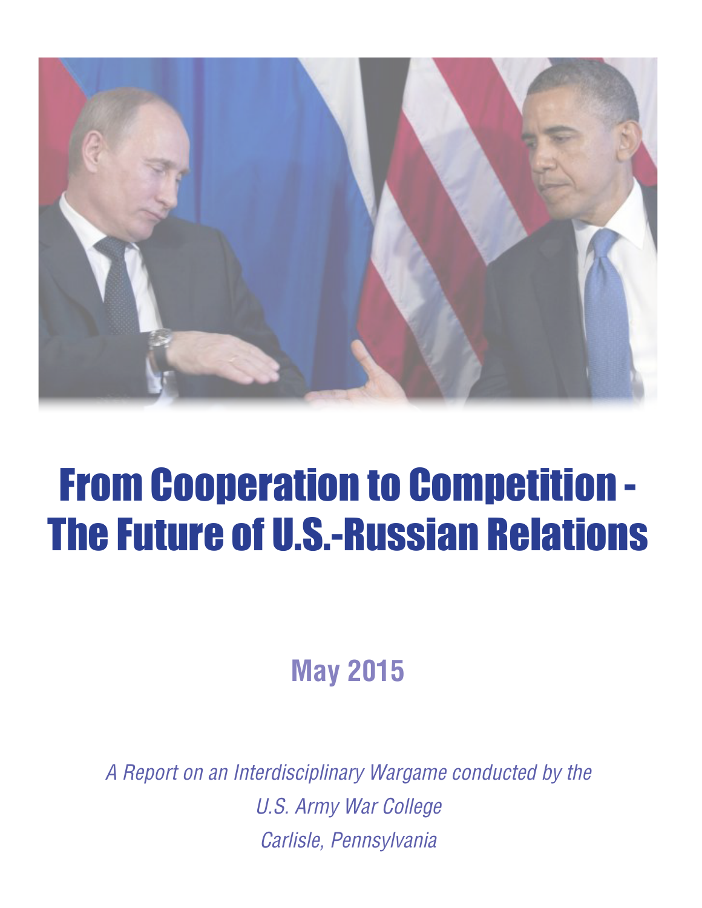# From Cooperation to Competition - The Future of U.S.-Russian Relations

**May 2015**

*A Report on an Interdisciplinary Wargame conducted by the U.S. Army War College Carlisle, Pennsylvania*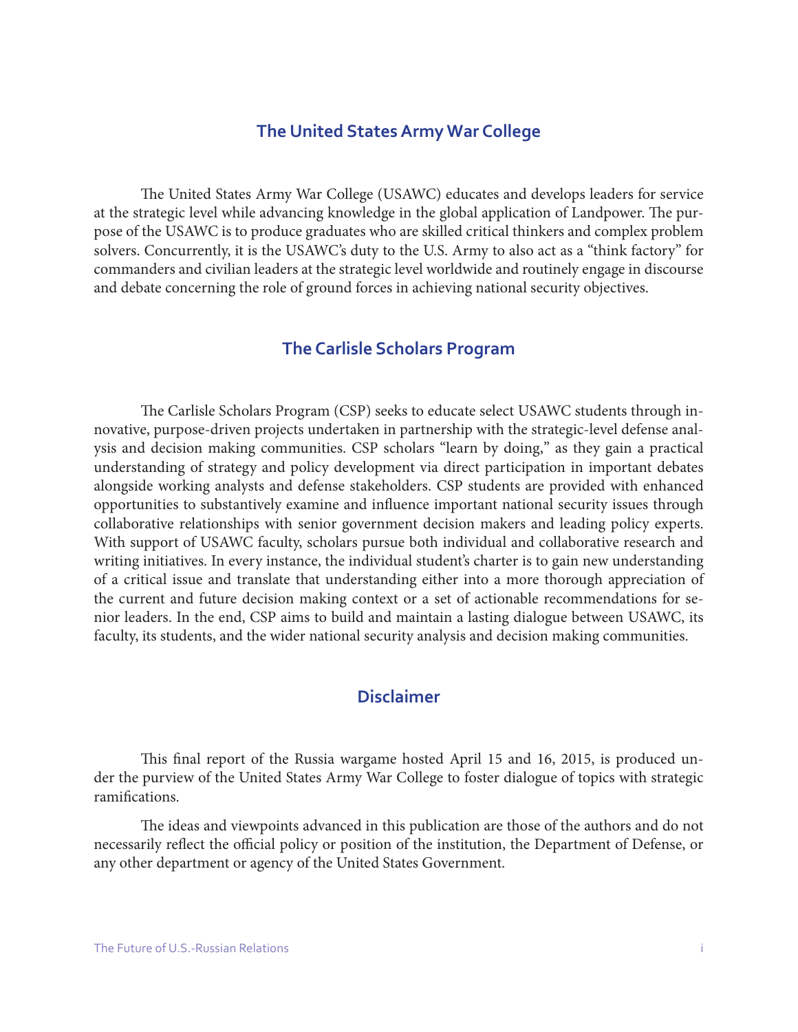## The United States Army War College

The United States Army War College (USAWC) educates and develops leaders for service at the strategic level while advancing knowledge in the global application of Landpower. The purpose of the USAWC is to produce graduates who are skilled critical thinkers and complex problem solvers. Concurrently, it is the USAWC's duty to the U.S. Army to also act as a "think factory" for commanders and civilian leaders at the strategic level worldwide and routinely engage in discourse and debate concerning the role of ground forces in achieving national security objectives.

## The Carlisle Scholars Program

The Carlisle Scholars Program (CSP) seeks to educate select USAWC students through innovative, purpose-driven projects undertaken in partnership with the strategic-level defense analysis and decision making communities. CSP scholars "learn by doing," as they gain a practical understanding of strategy and policy development via direct participation in important debates alongside working analysts and defense stakeholders. CSP students are provided with enhanced opportunities to substantively examine and influence important national security issues through collaborative relationships with senior government decision makers and leading policy experts. With support of USAWC faculty, scholars pursue both individual and collaborative research and writing initiatives. In every instance, the individual student's charter is to gain new understanding of a critical issue and translate that understanding either into a more thorough appreciation of the current and future decision making context or a set of actionable recommendations for senior leaders. In the end, CSP aims to build and maintain a lasting dialogue between USAWC, its faculty, its students, and the wider national security analysis and decision making communities.

## Disclaimer

This final report of the Russia wargame hosted April 15 and 16, 2015, is produced under the purview of the United States Army War College to foster dialogue of topics with strategic ramifications.

The ideas and viewpoints advanced in this publication are those of the authors and do not necessarily reflect the official policy or position of the institution, the Department of Defense, or any other department or agency of the United States Government.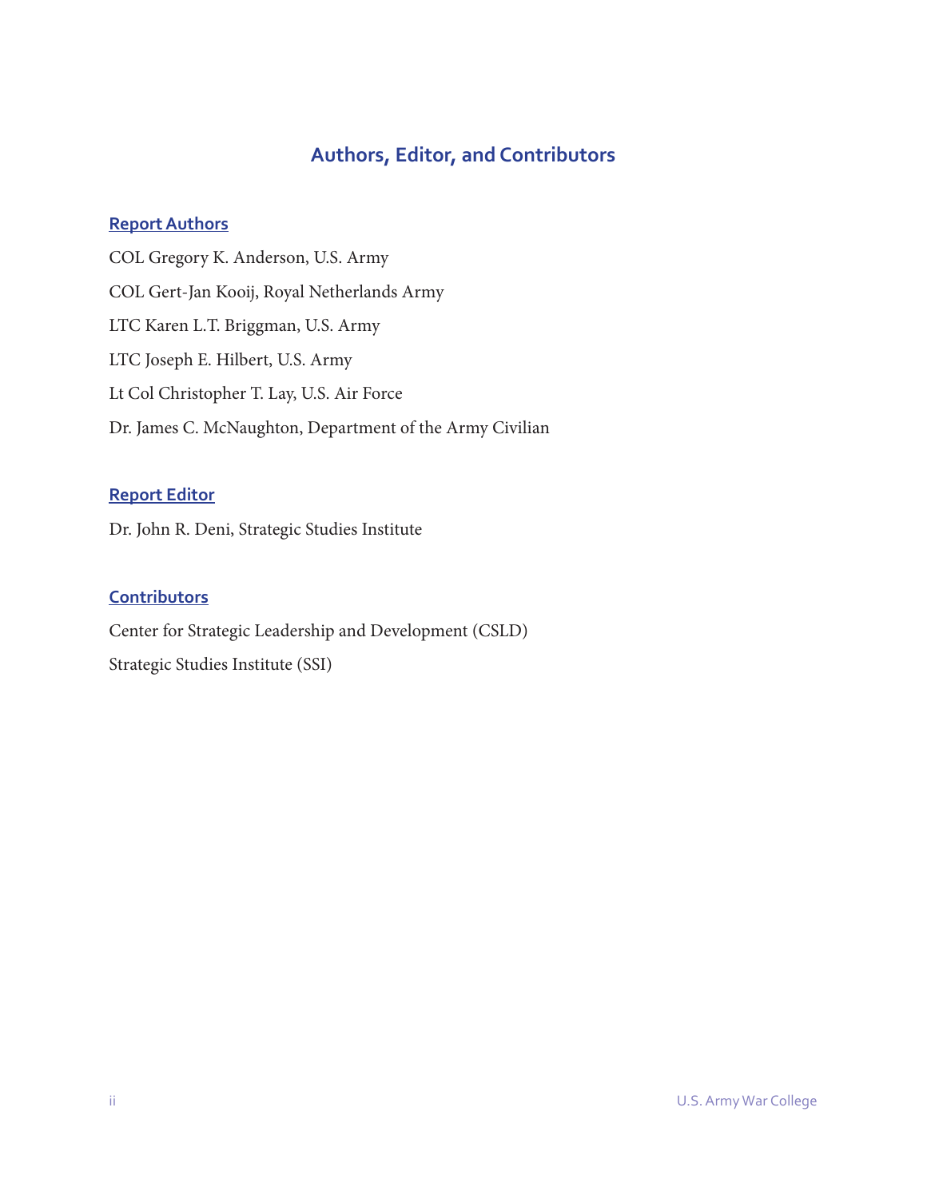# Authors, Editor, and Contributors

## Report Authors

COL Gregory K. Anderson, U.S. Army

COL Gert-Jan Kooij, Royal Netherlands Army

LTC Karen L.T. Briggman, U.S. Army

LTC Joseph E. Hilbert, U.S. Army

Lt Col Christopher T. Lay, U.S. Air Force

Dr. James C. McNaughton, Department of the Army Civilian

## Report Editor

Dr. John R. Deni, Strategic Studies Institute

## Contributors

Center for Strategic Leadership and Development (CSLD)

Strategic Studies Institute (SSI)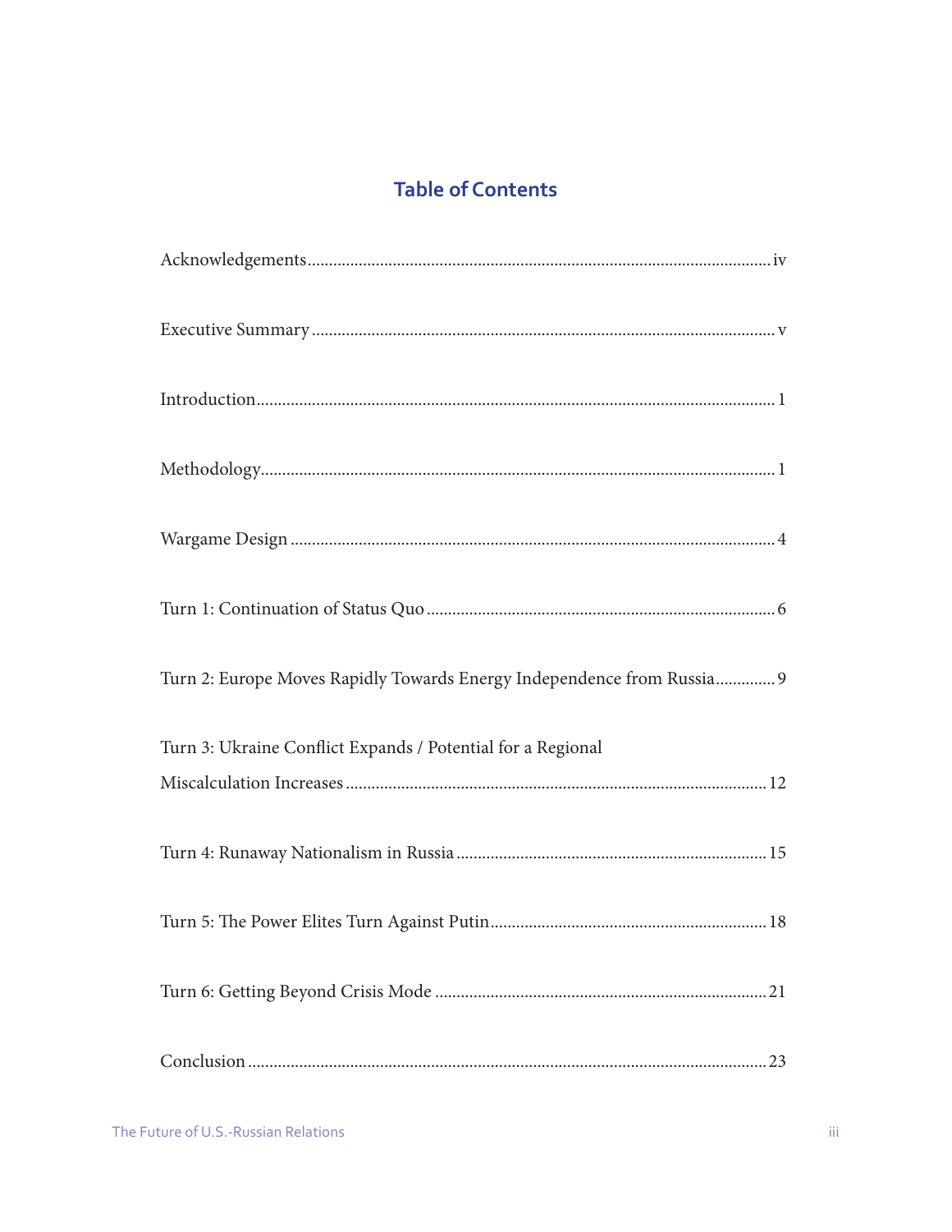# Table of Contents

Acknowledgements............................................................................................................iv

Executive Summary ............................................................................................................v

Introduction........................................................................................................................1

Methodology.......................................................................................................................1

Wargame Design ................................................................................................................4

Turn 1: Continuation of Status Quo .................................................................................6

Turn 2: Europe Moves Rapidly Towards Energy Independence from Russia.............9

Turn 3: Ukraine Conflict Expands / Potential for a Regional Miscalculation Increases ..................................................................................................12

Turn 4: Runaway Nationalism in Russia ........................................................................15

Turn 5: The Power Elites Turn Against Putin................................................................18

Turn 6: Getting Beyond Crisis Mode .............................................................................21

Conclusion .........................................................................................................................23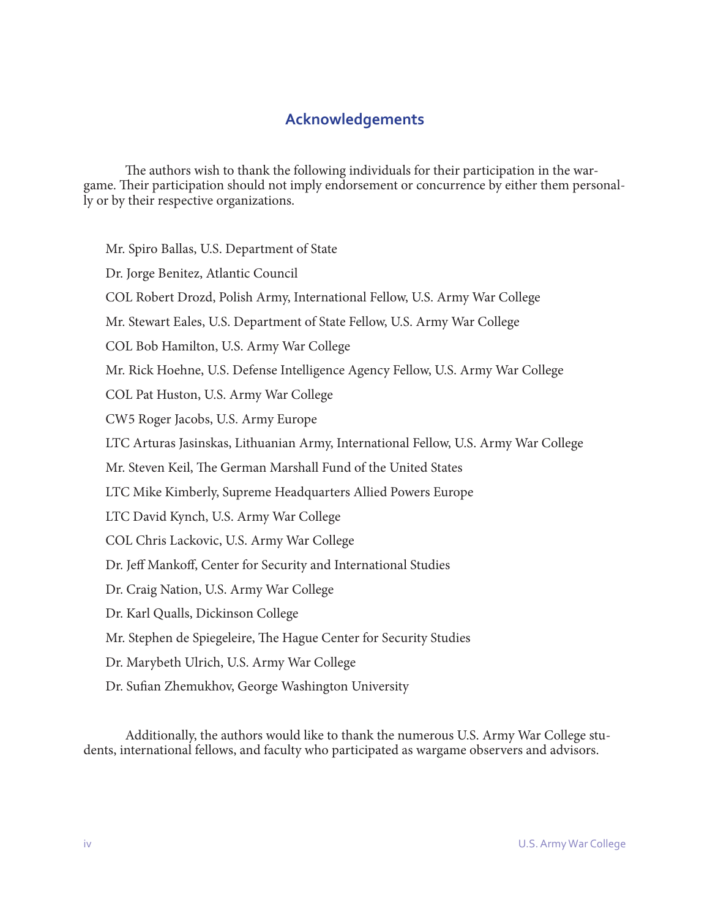## Acknowledgements

The authors wish to thank the following individuals for their participation in the wargame. Their participation should not imply endorsement or concurrence by either them personally or by their respective organizations.

Mr. Spiro Ballas, U.S. Department of State

Dr. Jorge Benitez, Atlantic Council

COL Robert Drozd, Polish Army, International Fellow, U.S. Army War College

Mr. Stewart Eales, U.S. Department of State Fellow, U.S. Army War College

COL Bob Hamilton, U.S. Army War College

Mr. Rick Hoehne, U.S. Defense Intelligence Agency Fellow, U.S. Army War College

COL Pat Huston, U.S. Army War College

CW5 Roger Jacobs, U.S. Army Europe

LTC Arturas Jasinskas, Lithuanian Army, International Fellow, U.S. Army War College

Mr. Steven Keil, The German Marshall Fund of the United States

LTC Mike Kimberly, Supreme Headquarters Allied Powers Europe

LTC David Kynch, U.S. Army War College

COL Chris Lackovic, U.S. Army War College

Dr. Jeff Mankoff, Center for Security and International Studies

Dr. Craig Nation, U.S. Army War College

Dr. Karl Qualls, Dickinson College

Mr. Stephen de Spiegeleire, The Hague Center for Security Studies

Dr. Marybeth Ulrich, U.S. Army War College

Dr. Sufian Zhemukhov, George Washington University

Additionally, the authors would like to thank the numerous U.S. Army War College students, international fellows, and faculty who participated as wargame observers and advisors.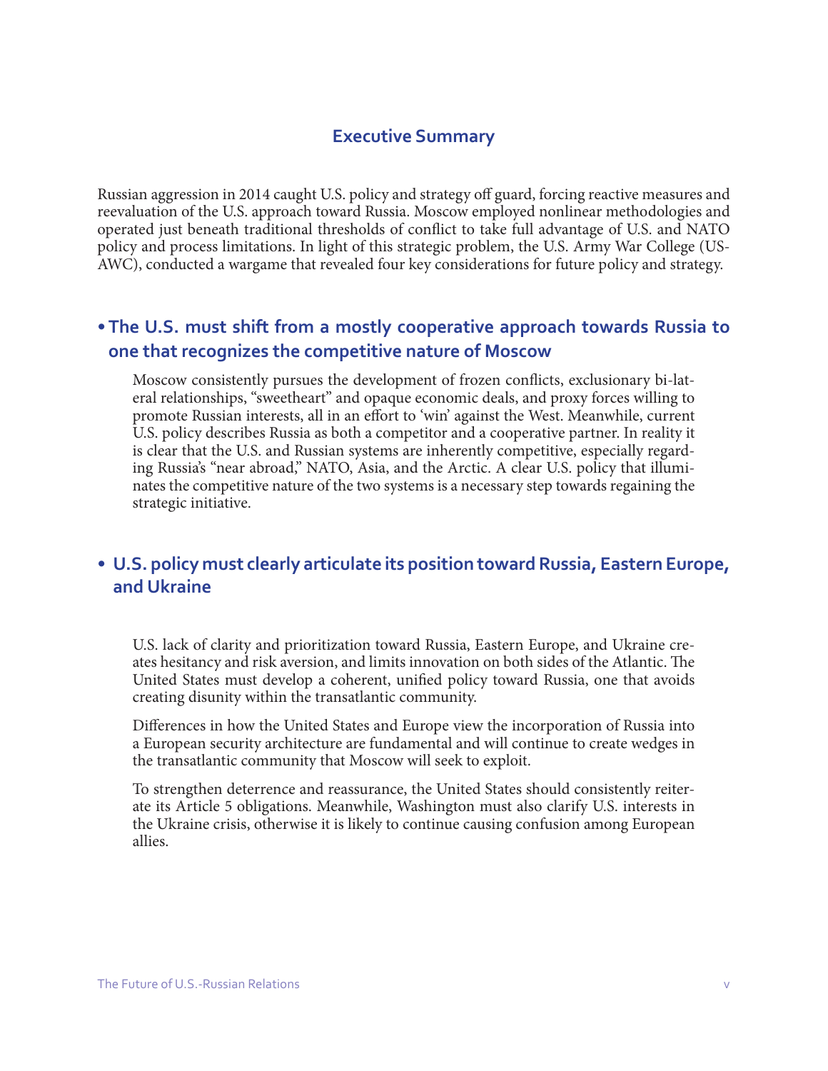## Executive Summary

Russian aggression in 2014 caught U.S. policy and strategy off guard, forcing reactive measures and reevaluation of the U.S. approach toward Russia. Moscow employed nonlinear methodologies and operated just beneath traditional thresholds of conflict to take full advantage of U.S. and NATO policy and process limitations. In light of this strategic problem, the U.S. Army War College (USAWC), conducted a wargame that revealed four key considerations for future policy and strategy.

### • The U.S. must shift from a mostly cooperative approach towards Russia to one that recognizes the competitive nature of Moscow

Moscow consistently pursues the development of frozen conflicts, exclusionary bilateral relationships, "sweetheart" and opaque economic deals, and proxy forces willing to promote Russian interests, all in an effort to 'win' against the West. Meanwhile, current U.S. policy describes Russia as both a competitor and a cooperative partner. In reality it is clear that the U.S. and Russian systems are inherently competitive, especially regarding Russia's "near abroad," NATO, Asia, and the Arctic. A clear U.S. policy that illuminates the competitive nature of the two systems is a necessary step towards regaining the strategic initiative.

### • U.S. policy must clearly articulate its position toward Russia, Eastern Europe, and Ukraine

U.S. lack of clarity and prioritization toward Russia, Eastern Europe, and Ukraine creates hesitancy and risk aversion, and limits innovation on both sides of the Atlantic. The United States must develop a coherent, unified policy toward Russia, one that avoids creating disunity within the transatlantic community.

Differences in how the United States and Europe view the incorporation of Russia into a European security architecture are fundamental and will continue to create wedges in the transatlantic community that Moscow will seek to exploit.

To strengthen deterrence and reassurance, the United States should consistently reiterate its Article 5 obligations. Meanwhile, Washington must also clarify U.S. interests in the Ukraine crisis, otherwise it is likely to continue causing confusion among European allies.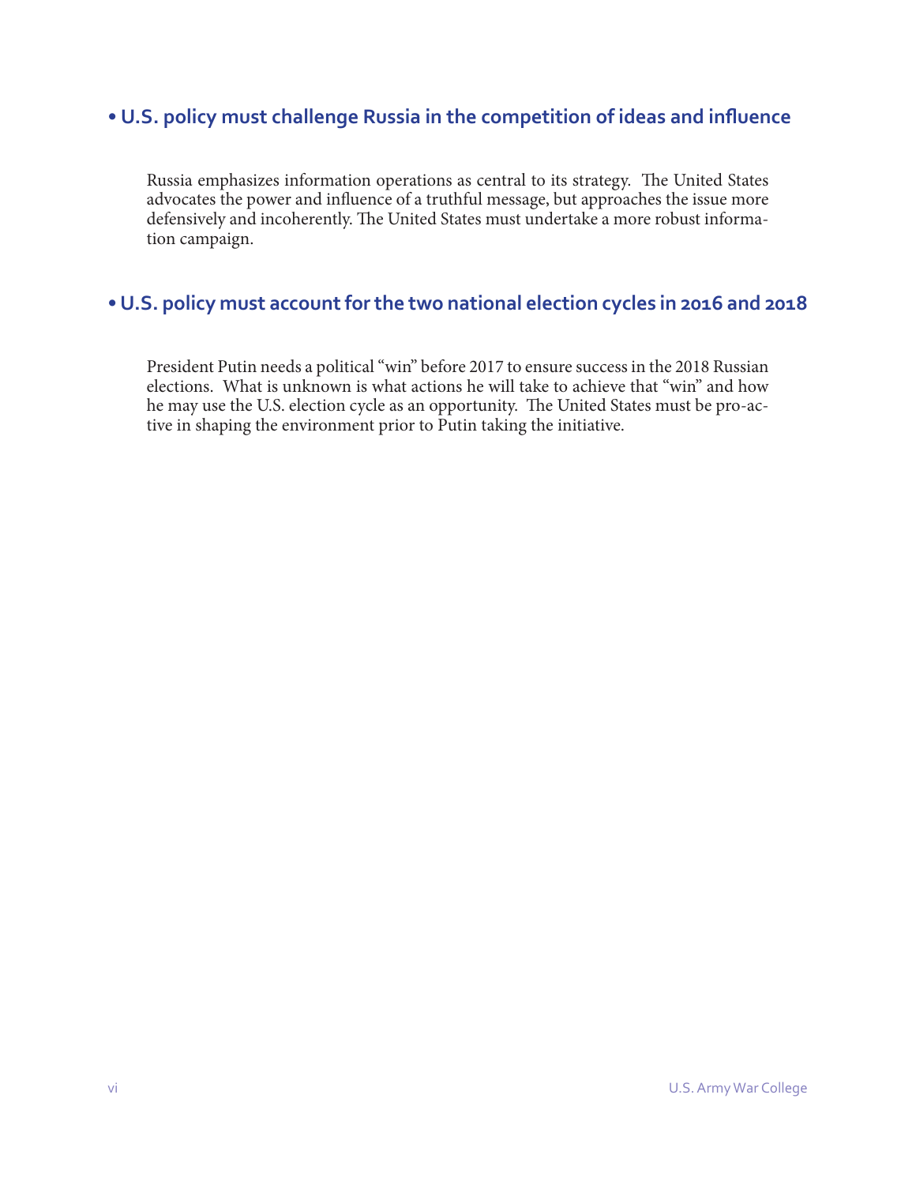## • U.S. policy must challenge Russia in the competition of ideas and influence

Russia emphasizes information operations as central to its strategy. The United States advocates the power and influence of a truthful message, but approaches the issue more defensively and incoherently. The United States must undertake a more robust information campaign.

## • U.S. policy must account for the two national election cycles in 2016 and 2018

President Putin needs a political "win" before 2017 to ensure success in the 2018 Russian elections. What is unknown is what actions he will take to achieve that "win" and how he may use the U.S. election cycle as an opportunity. The United States must be pro-active in shaping the environment prior to Putin taking the initiative.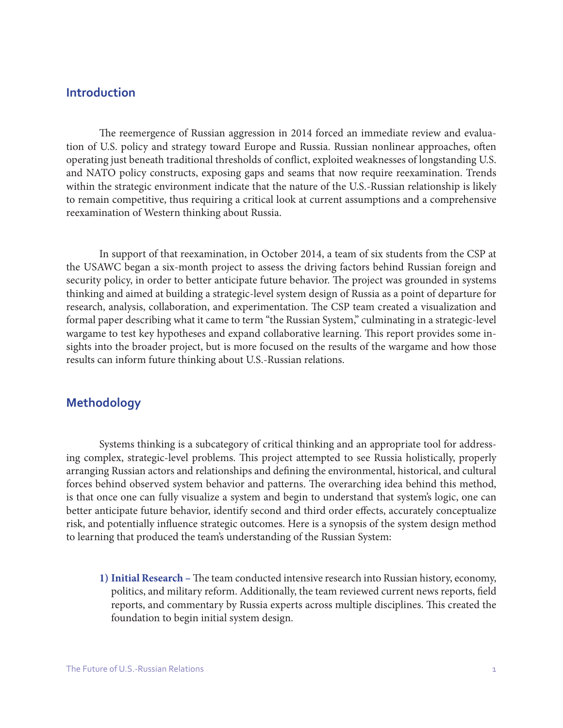## Introduction

The reemergence of Russian aggression in 2014 forced an immediate review and evaluation of U.S. policy and strategy toward Europe and Russia. Russian nonlinear approaches, often operating just beneath traditional thresholds of conflict, exploited weaknesses of longstanding U.S. and NATO policy constructs, exposing gaps and seams that now require reexamination. Trends within the strategic environment indicate that the nature of the U.S.-Russian relationship is likely to remain competitive, thus requiring a critical look at current assumptions and a comprehensive reexamination of Western thinking about Russia.

In support of that reexamination, in October 2014, a team of six students from the CSP at the USAWC began a six-month project to assess the driving factors behind Russian foreign and security policy, in order to better anticipate future behavior. The project was grounded in systems thinking and aimed at building a strategic-level system design of Russia as a point of departure for research, analysis, collaboration, and experimentation. The CSP team created a visualization and formal paper describing what it came to term "the Russian System," culminating in a strategic-level wargame to test key hypotheses and expand collaborative learning. This report provides some insights into the broader project, but is more focused on the results of the wargame and how those results can inform future thinking about U.S.-Russian relations.

## Methodology

Systems thinking is a subcategory of critical thinking and an appropriate tool for addressing complex, strategic-level problems. This project attempted to see Russia holistically, properly arranging Russian actors and relationships and defining the environmental, historical, and cultural forces behind observed system behavior and patterns. The overarching idea behind this method, is that once one can fully visualize a system and begin to understand that system's logic, one can better anticipate future behavior, identify second and third order effects, accurately conceptualize risk, and potentially influence strategic outcomes. Here is a synopsis of the system design method to learning that produced the team's understanding of the Russian System:

1) **Initial Research –** The team conducted intensive research into Russian history, economy, politics, and military reform. Additionally, the team reviewed current news reports, field reports, and commentary by Russia experts across multiple disciplines. This created the foundation to begin initial system design.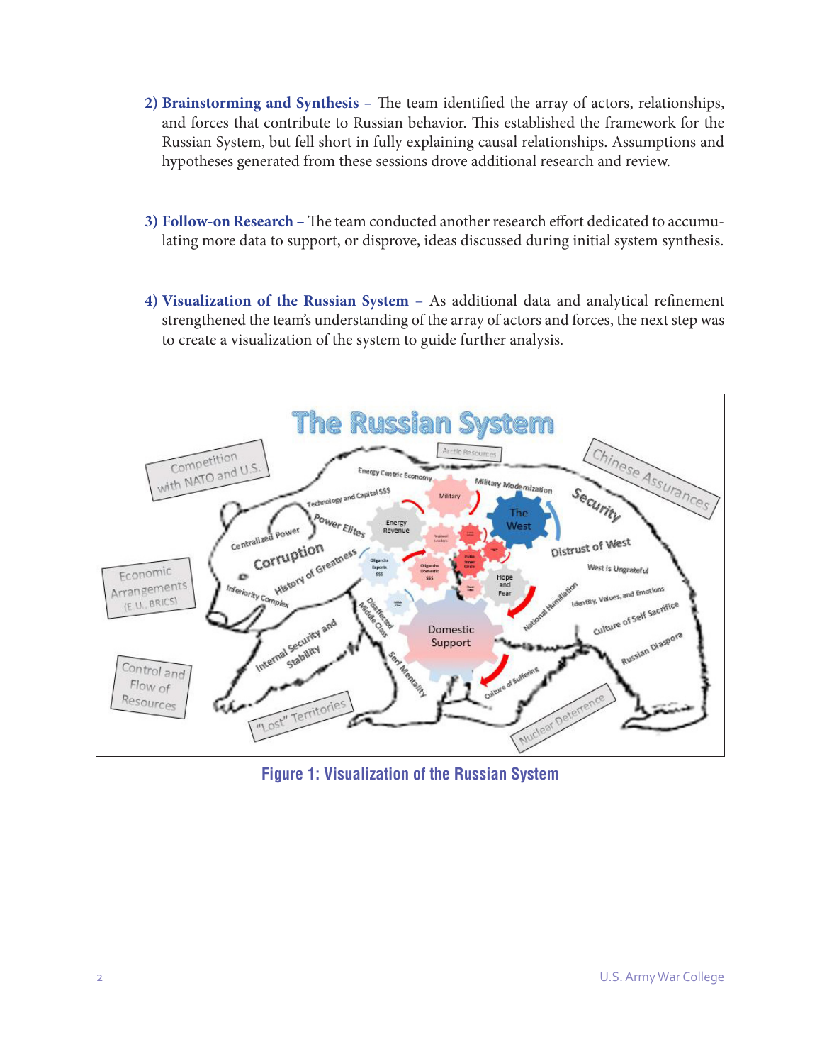2) **Brainstorming and Synthesis –** The team identified the array of actors, relationships, and forces that contribute to Russian behavior. This established the framework for the Russian System, but fell short in fully explaining causal relationships. Assumptions and hypotheses generated from these sessions drove additional research and review.

3) **Follow-on Research –** The team conducted another research effort dedicated to accumulating more data to support, or disprove, ideas discussed during initial system synthesis.

4) **Visualization of the Russian System –** As additional data and analytical refinement strengthened the team's understanding of the array of actors and forces, the next step was to create a visualization of the system to guide further analysis.

**Figure 1: Visualization of the Russian System**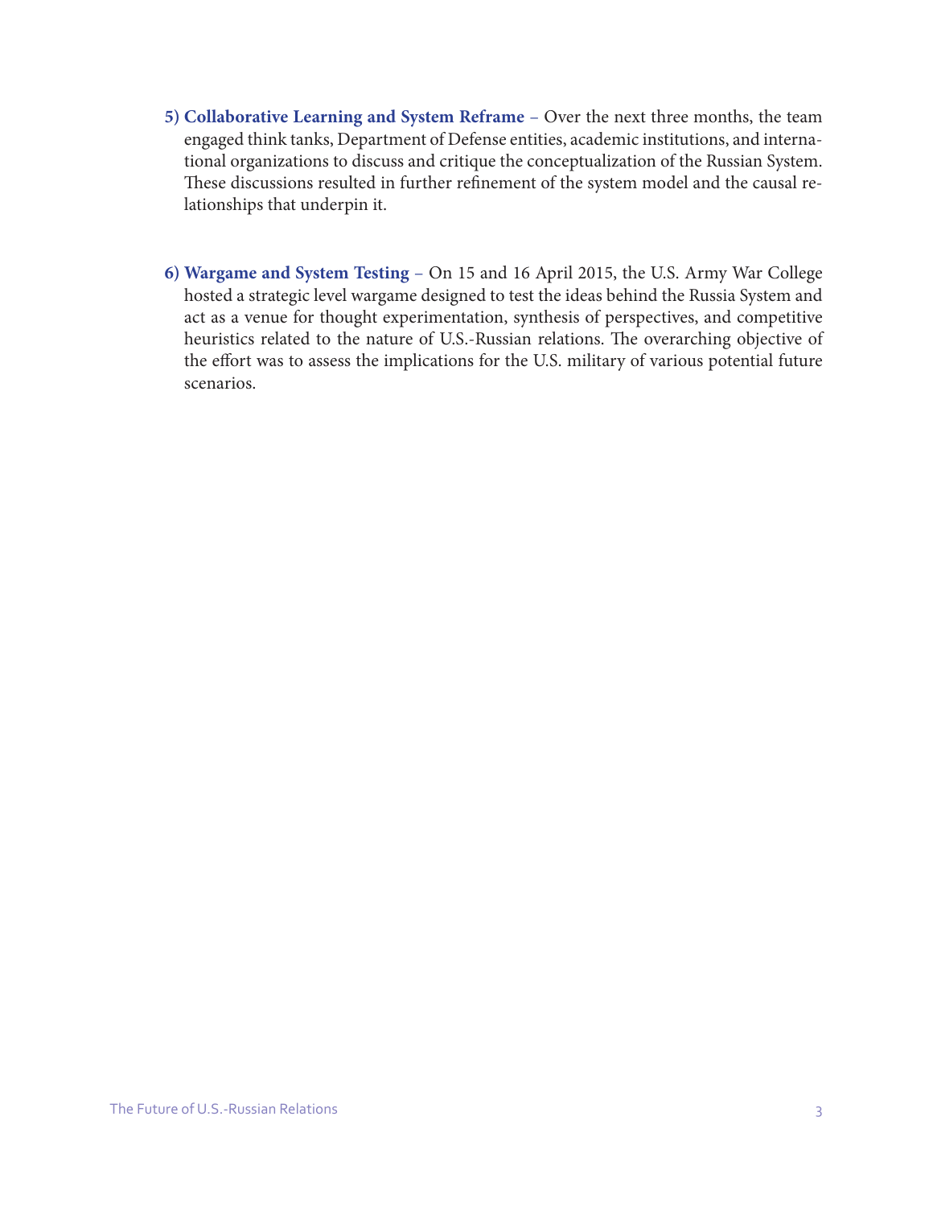5) **Collaborative Learning and System Reframe** – Over the next three months, the team engaged think tanks, Department of Defense entities, academic institutions, and international organizations to discuss and critique the conceptualization of the Russian System. These discussions resulted in further refinement of the system model and the causal relationships that underpin it.

6) **Wargame and System Testing** – On 15 and 16 April 2015, the U.S. Army War College hosted a strategic level wargame designed to test the ideas behind the Russia System and act as a venue for thought experimentation, synthesis of perspectives, and competitive heuristics related to the nature of U.S.-Russian relations. The overarching objective of the effort was to assess the implications for the U.S. military of various potential future scenarios.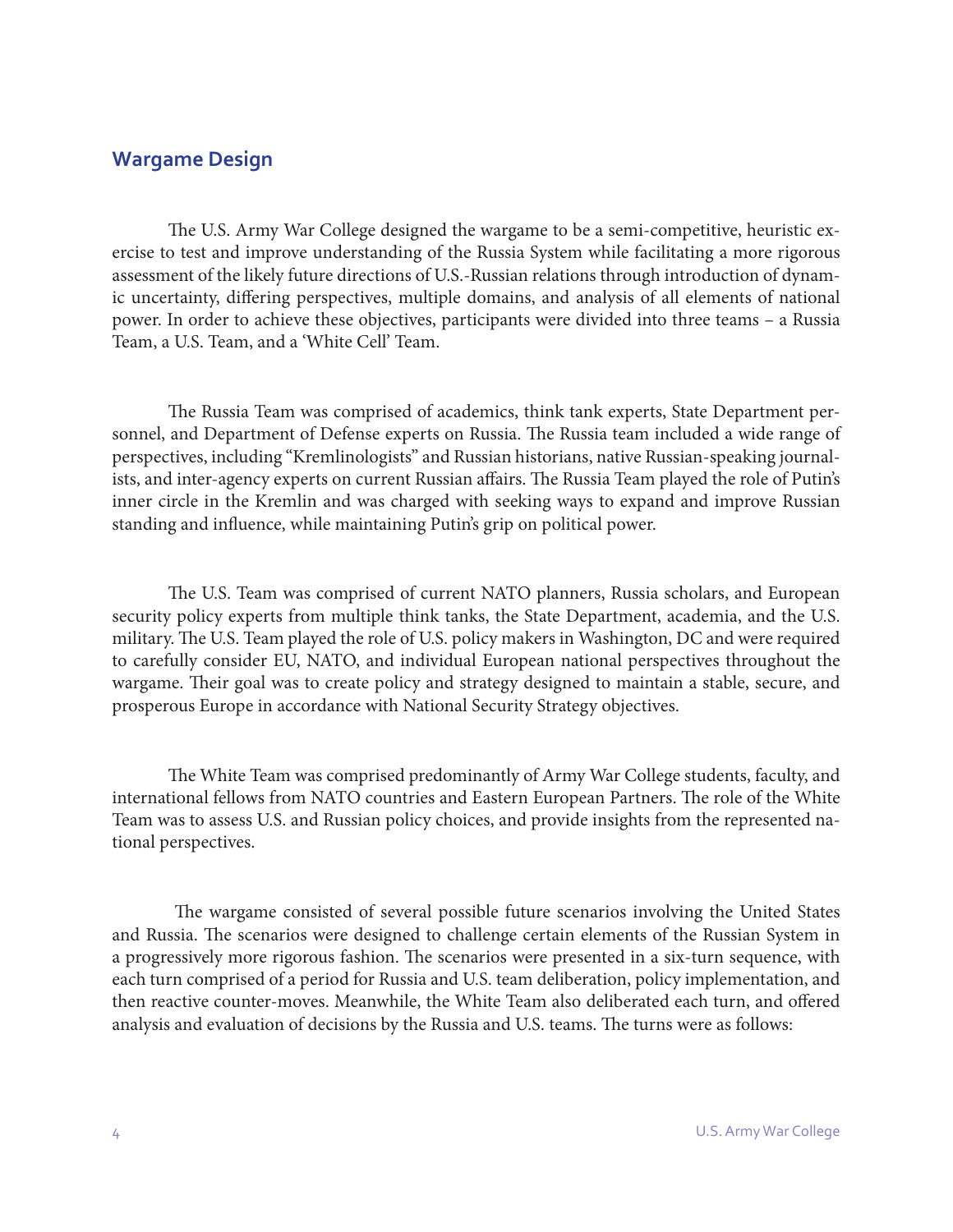## Wargame Design

The U.S. Army War College designed the wargame to be a semi-competitive, heuristic exercise to test and improve understanding of the Russia System while facilitating a more rigorous assessment of the likely future directions of U.S.-Russian relations through introduction of dynamic uncertainty, differing perspectives, multiple domains, and analysis of all elements of national power. In order to achieve these objectives, participants were divided into three teams – a Russia Team, a U.S. Team, and a 'White Cell' Team.

The Russia Team was comprised of academics, think tank experts, State Department personnel, and Department of Defense experts on Russia. The Russia team included a wide range of perspectives, including "Kremlinologists" and Russian historians, native Russian-speaking journalists, and inter-agency experts on current Russian affairs. The Russia Team played the role of Putin's inner circle in the Kremlin and was charged with seeking ways to expand and improve Russian standing and influence, while maintaining Putin's grip on political power.

The U.S. Team was comprised of current NATO planners, Russia scholars, and European security policy experts from multiple think tanks, the State Department, academia, and the U.S. military. The U.S. Team played the role of U.S. policy makers in Washington, DC and were required to carefully consider EU, NATO, and individual European national perspectives throughout the wargame. Their goal was to create policy and strategy designed to maintain a stable, secure, and prosperous Europe in accordance with National Security Strategy objectives.

The White Team was comprised predominantly of Army War College students, faculty, and international fellows from NATO countries and Eastern European Partners. The role of the White Team was to assess U.S. and Russian policy choices, and provide insights from the represented national perspectives.

The wargame consisted of several possible future scenarios involving the United States and Russia. The scenarios were designed to challenge certain elements of the Russian System in a progressively more rigorous fashion. The scenarios were presented in a six-turn sequence, with each turn comprised of a period for Russia and U.S. team deliberation, policy implementation, and then reactive counter-moves. Meanwhile, the White Team also deliberated each turn, and offered analysis and evaluation of decisions by the Russia and U.S. teams. The turns were as follows: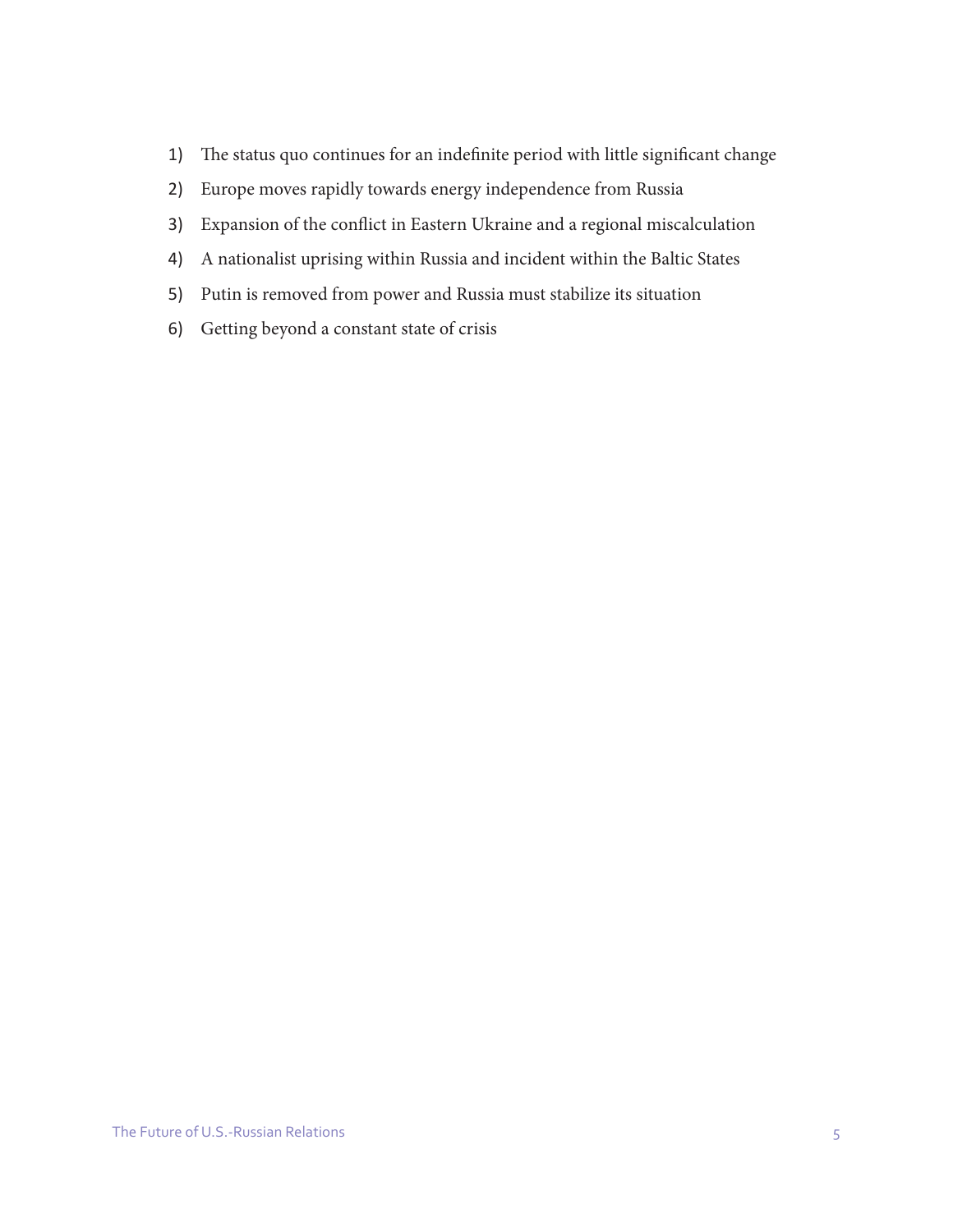1) The status quo continues for an indefinite period with little significant change
2) Europe moves rapidly towards energy independence from Russia
3) Expansion of the conflict in Eastern Ukraine and a regional miscalculation
4) A nationalist uprising within Russia and incident within the Baltic States
5) Putin is removed from power and Russia must stabilize its situation
6) Getting beyond a constant state of crisis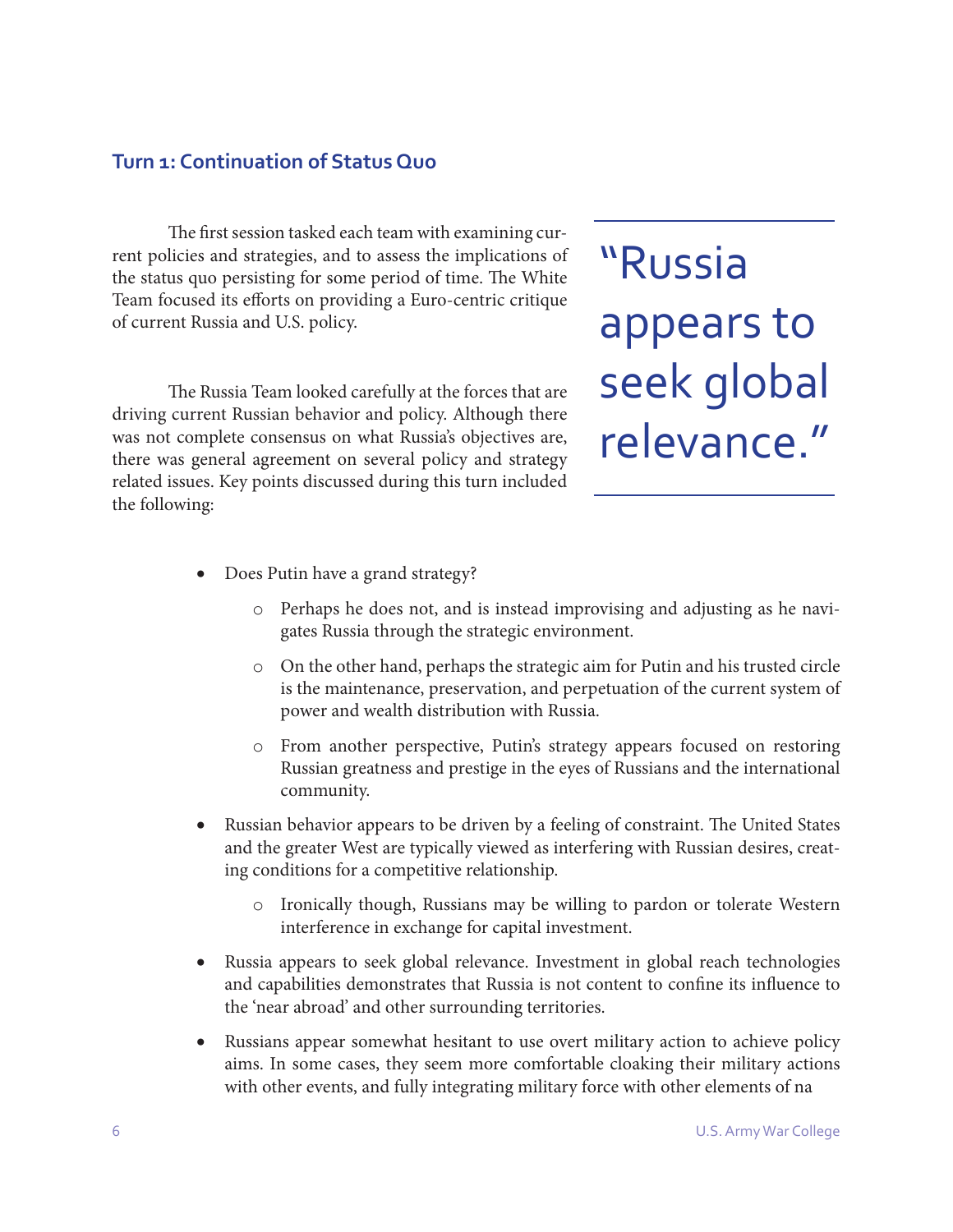### Turn 1: Continuation of Status Quo

The first session tasked each team with examining current policies and strategies, and to assess the implications of the status quo persisting for some period of time. The White Team focused its efforts on providing a Euro-centric critique of current Russia and U.S. policy.

> "Russia appears to seek global relevance."

The Russia Team looked carefully at the forces that are driving current Russian behavior and policy. Although there was not complete consensus on what Russia's objectives are, there was general agreement on several policy and strategy related issues. Key points discussed during this turn included the following:

- Does Putin have a grand strategy?
  - Perhaps he does not, and is instead improvising and adjusting as he navigates Russia through the strategic environment.
  - On the other hand, perhaps the strategic aim for Putin and his trusted circle is the maintenance, preservation, and perpetuation of the current system of power and wealth distribution with Russia.
  - From another perspective, Putin's strategy appears focused on restoring Russian greatness and prestige in the eyes of Russians and the international community.
- Russian behavior appears to be driven by a feeling of constraint. The United States and the greater West are typically viewed as interfering with Russian desires, creating conditions for a competitive relationship.
  - Ironically though, Russians may be willing to pardon or tolerate Western interference in exchange for capital investment.
- Russia appears to seek global relevance. Investment in global reach technologies and capabilities demonstrates that Russia is not content to confine its influence to the 'near abroad' and other surrounding territories.
- Russians appear somewhat hesitant to use overt military action to achieve policy aims. In some cases, they seem more comfortable cloaking their military actions with other events, and fully integrating military force with other elements of na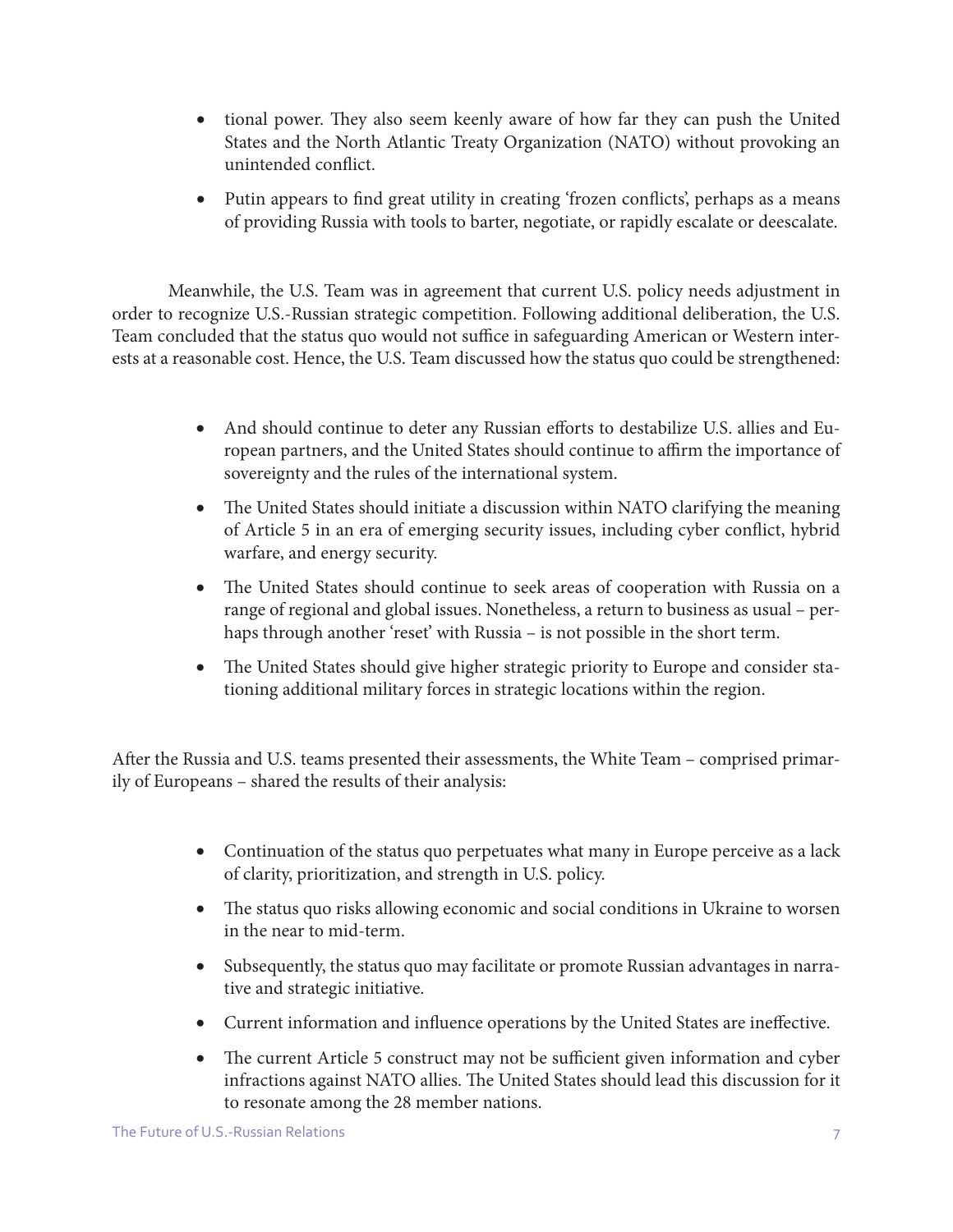- tional power. They also seem keenly aware of how far they can push the United States and the North Atlantic Treaty Organization (NATO) without provoking an unintended conflict.
- Putin appears to find great utility in creating 'frozen conflicts', perhaps as a means of providing Russia with tools to barter, negotiate, or rapidly escalate or deescalate.

Meanwhile, the U.S. Team was in agreement that current U.S. policy needs adjustment in order to recognize U.S.-Russian strategic competition. Following additional deliberation, the U.S. Team concluded that the status quo would not suffice in safeguarding American or Western interests at a reasonable cost. Hence, the U.S. Team discussed how the status quo could be strengthened:

- And should continue to deter any Russian efforts to destabilize U.S. allies and European partners, and the United States should continue to affirm the importance of sovereignty and the rules of the international system.
- The United States should initiate a discussion within NATO clarifying the meaning of Article 5 in an era of emerging security issues, including cyber conflict, hybrid warfare, and energy security.
- The United States should continue to seek areas of cooperation with Russia on a range of regional and global issues. Nonetheless, a return to business as usual – perhaps through another 'reset' with Russia – is not possible in the short term.
- The United States should give higher strategic priority to Europe and consider stationing additional military forces in strategic locations within the region.

After the Russia and U.S. teams presented their assessments, the White Team – comprised primarily of Europeans – shared the results of their analysis:

- Continuation of the status quo perpetuates what many in Europe perceive as a lack of clarity, prioritization, and strength in U.S. policy.
- The status quo risks allowing economic and social conditions in Ukraine to worsen in the near to mid-term.
- Subsequently, the status quo may facilitate or promote Russian advantages in narrative and strategic initiative.
- Current information and influence operations by the United States are ineffective.
- The current Article 5 construct may not be sufficient given information and cyber infractions against NATO allies. The United States should lead this discussion for it to resonate among the 28 member nations.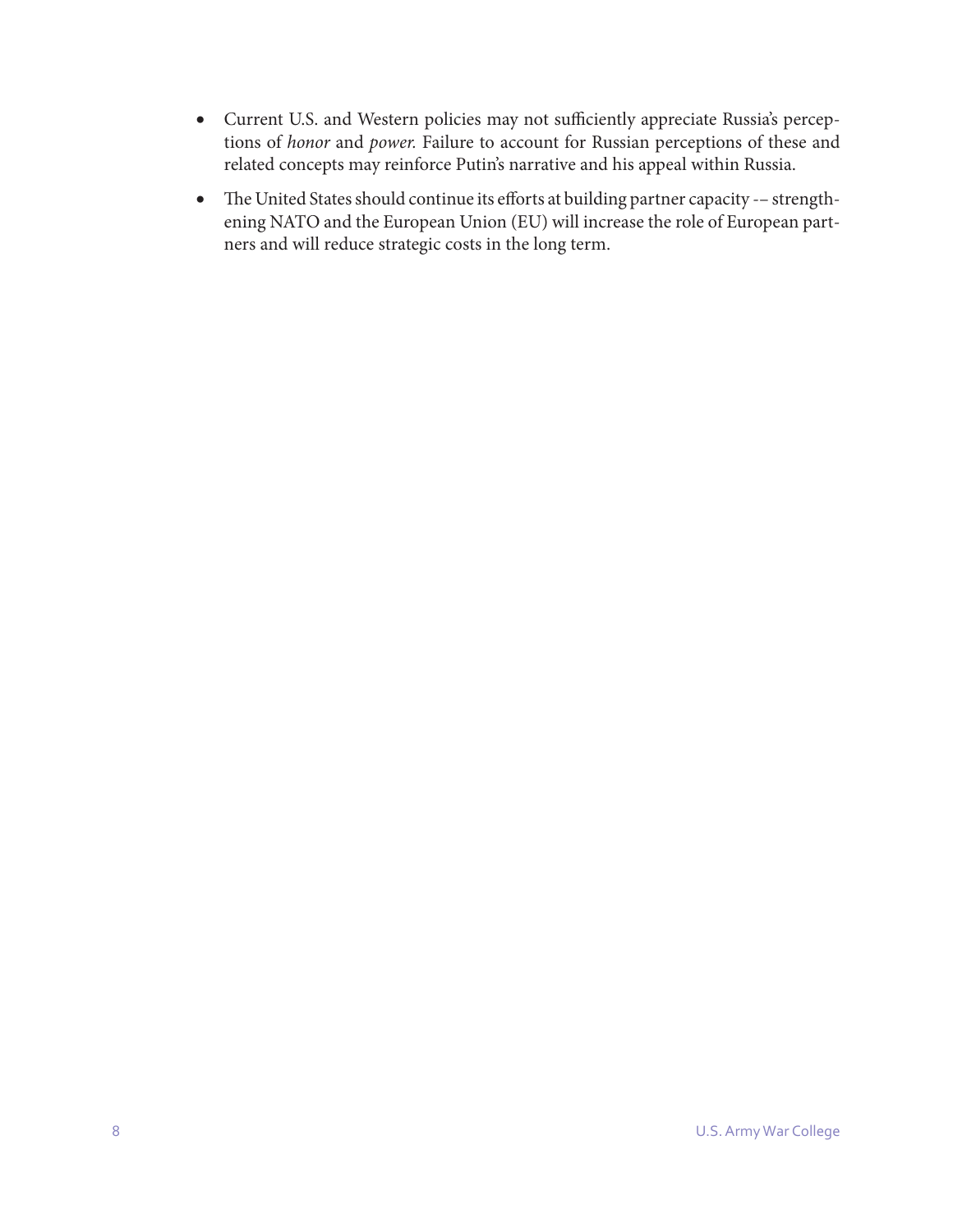- Current U.S. and Western policies may not sufficiently appreciate Russia's perceptions of *honor* and *power.* Failure to account for Russian perceptions of these and related concepts may reinforce Putin's narrative and his appeal within Russia.
- The United States should continue its efforts at building partner capacity -– strengthening NATO and the European Union (EU) will increase the role of European partners and will reduce strategic costs in the long term.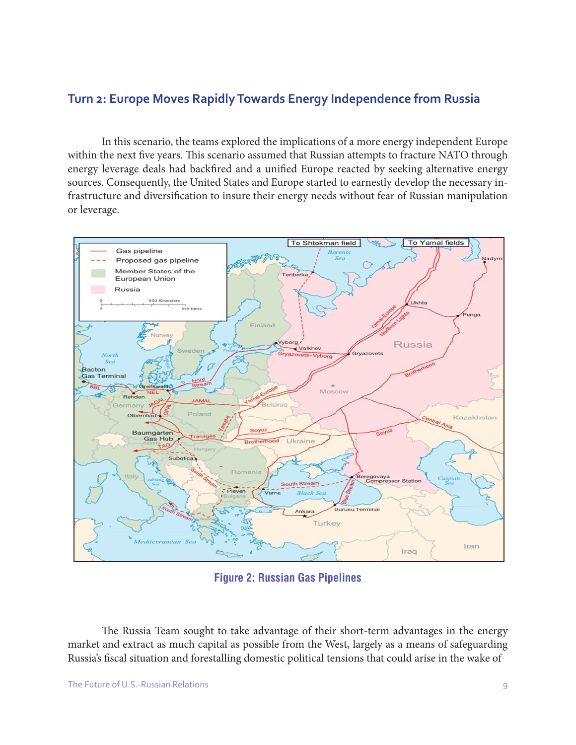## Turn 2: Europe Moves Rapidly Towards Energy Independence from Russia

In this scenario, the teams explored the implications of a more energy independent Europe within the next five years. This scenario assumed that Russian attempts to fracture NATO through energy leverage deals had backfired and a unified Europe reacted by seeking alternative energy sources. Consequently, the United States and Europe started to earnestly develop the necessary infrastructure and diversification to insure their energy needs without fear of Russian manipulation or leverage.

**Figure 2: Russian Gas Pipelines**

The Russia Team sought to take advantage of their short-term advantages in the energy market and extract as much capital as possible from the West, largely as a means of safeguarding Russia's fiscal situation and forestalling domestic political tensions that could arise in the wake of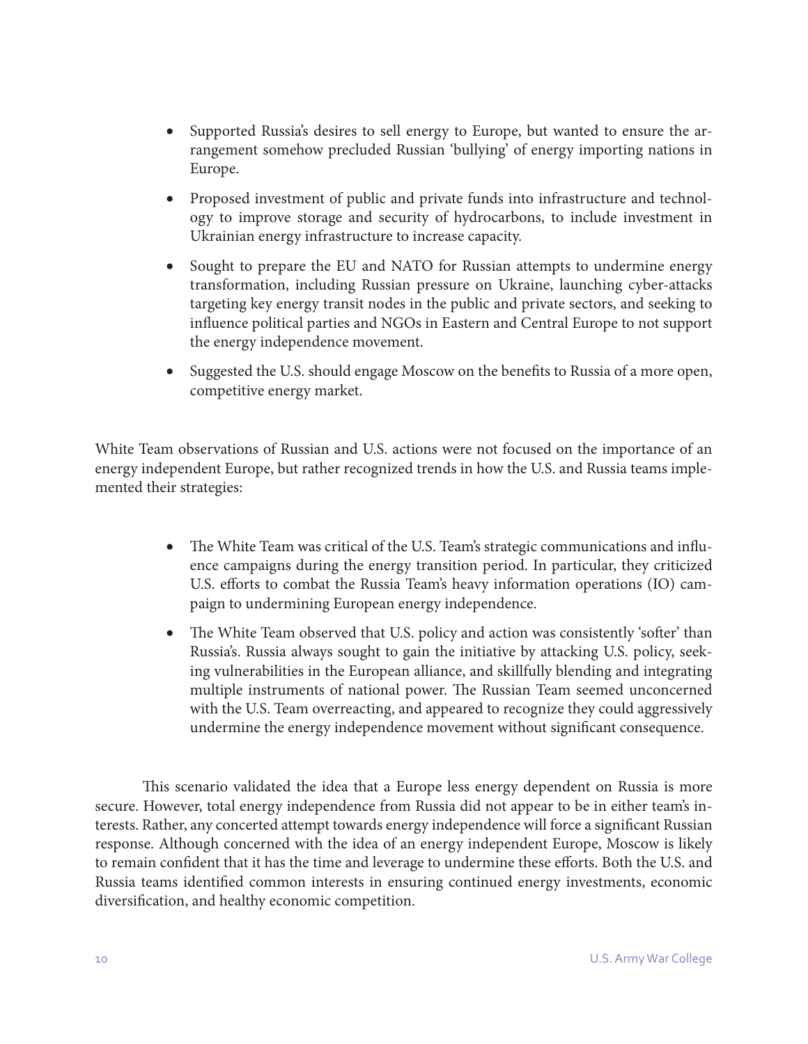- Supported Russia's desires to sell energy to Europe, but wanted to ensure the arrangement somehow precluded Russian 'bullying' of energy importing nations in Europe.
- Proposed investment of public and private funds into infrastructure and technology to improve storage and security of hydrocarbons, to include investment in Ukrainian energy infrastructure to increase capacity.
- Sought to prepare the EU and NATO for Russian attempts to undermine energy transformation, including Russian pressure on Ukraine, launching cyber-attacks targeting key energy transit nodes in the public and private sectors, and seeking to influence political parties and NGOs in Eastern and Central Europe to not support the energy independence movement.
- Suggested the U.S. should engage Moscow on the benefits to Russia of a more open, competitive energy market.

White Team observations of Russian and U.S. actions were not focused on the importance of an energy independent Europe, but rather recognized trends in how the U.S. and Russia teams implemented their strategies:

- The White Team was critical of the U.S. Team's strategic communications and influence campaigns during the energy transition period. In particular, they criticized U.S. efforts to combat the Russia Team's heavy information operations (IO) campaign to undermining European energy independence.
- The White Team observed that U.S. policy and action was consistently 'softer' than Russia's. Russia always sought to gain the initiative by attacking U.S. policy, seeking vulnerabilities in the European alliance, and skillfully blending and integrating multiple instruments of national power. The Russian Team seemed unconcerned with the U.S. Team overreacting, and appeared to recognize they could aggressively undermine the energy independence movement without significant consequence.

This scenario validated the idea that a Europe less energy dependent on Russia is more secure. However, total energy independence from Russia did not appear to be in either team's interests. Rather, any concerted attempt towards energy independence will force a significant Russian response. Although concerned with the idea of an energy independent Europe, Moscow is likely to remain confident that it has the time and leverage to undermine these efforts. Both the U.S. and Russia teams identified common interests in ensuring continued energy investments, economic diversification, and healthy economic competition.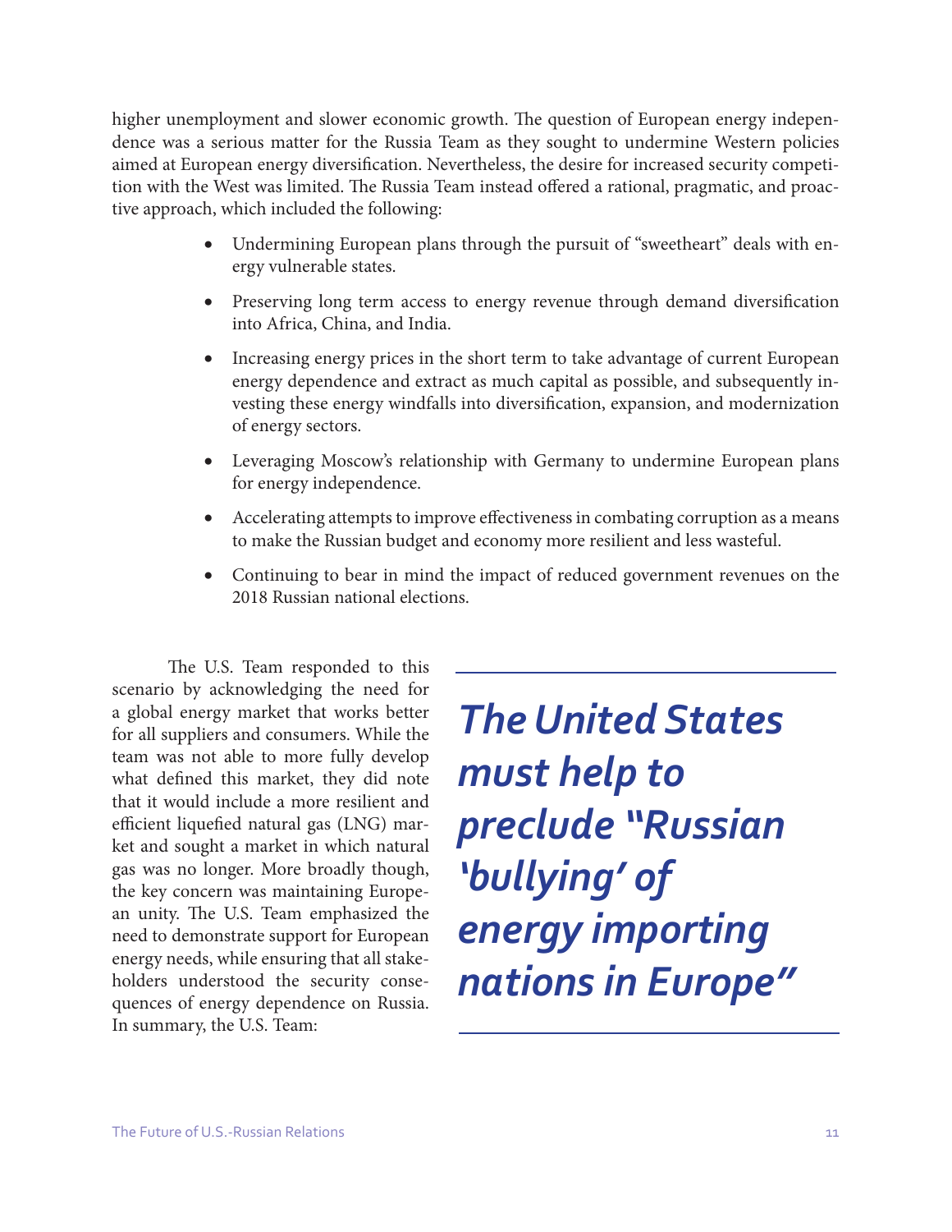higher unemployment and slower economic growth. The question of European energy independence was a serious matter for the Russia Team as they sought to undermine Western policies aimed at European energy diversification. Nevertheless, the desire for increased security competition with the West was limited. The Russia Team instead offered a rational, pragmatic, and proactive approach, which included the following:

- Undermining European plans through the pursuit of "sweetheart" deals with energy vulnerable states.
- Preserving long term access to energy revenue through demand diversification into Africa, China, and India.
- Increasing energy prices in the short term to take advantage of current European energy dependence and extract as much capital as possible, and subsequently investing these energy windfalls into diversification, expansion, and modernization of energy sectors.
- Leveraging Moscow's relationship with Germany to undermine European plans for energy independence.
- Accelerating attempts to improve effectiveness in combating corruption as a means to make the Russian budget and economy more resilient and less wasteful.
- Continuing to bear in mind the impact of reduced government revenues on the 2018 Russian national elections.

The U.S. Team responded to this scenario by acknowledging the need for a global energy market that works better for all suppliers and consumers. While the team was not able to more fully develop what defined this market, they did note that it would include a more resilient and efficient liquefied natural gas (LNG) market and sought a market in which natural gas was no longer. More broadly though, the key concern was maintaining European unity. The U.S. Team emphasized the need to demonstrate support for European energy needs, while ensuring that all stakeholders understood the security consequences of energy dependence on Russia. In summary, the U.S. Team:

> ***The United States must help to preclude "Russian 'bullying' of energy importing nations in Europe"***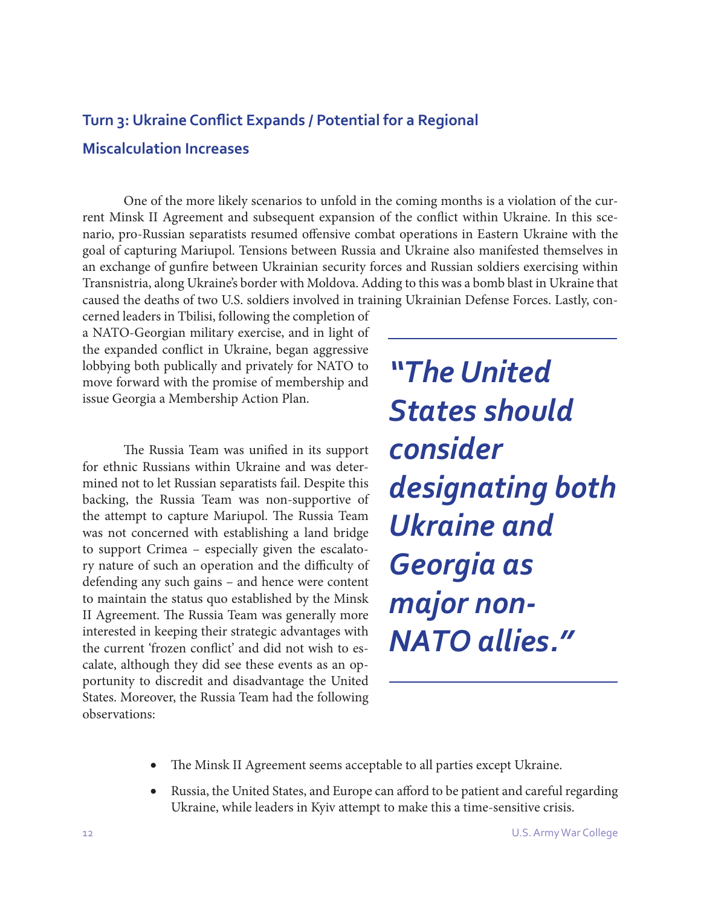## Turn 3: Ukraine Conflict Expands / Potential for a Regional Miscalculation Increases

One of the more likely scenarios to unfold in the coming months is a violation of the current Minsk II Agreement and subsequent expansion of the conflict within Ukraine. In this scenario, pro-Russian separatists resumed offensive combat operations in Eastern Ukraine with the goal of capturing Mariupol. Tensions between Russia and Ukraine also manifested themselves in an exchange of gunfire between Ukrainian security forces and Russian soldiers exercising within Transnistria, along Ukraine's border with Moldova. Adding to this was a bomb blast in Ukraine that caused the deaths of two U.S. soldiers involved in training Ukrainian Defense Forces. Lastly, concerned leaders in Tbilisi, following the completion of a NATO-Georgian military exercise, and in light of the expanded conflict in Ukraine, began aggressive lobbying both publically and privately for NATO to move forward with the promise of membership and issue Georgia a Membership Action Plan.

> ***"The United States should consider designating both Ukraine and Georgia as major non-NATO allies."***

The Russia Team was unified in its support for ethnic Russians within Ukraine and was determined not to let Russian separatists fail. Despite this backing, the Russia Team was non-supportive of the attempt to capture Mariupol. The Russia Team was not concerned with establishing a land bridge to support Crimea – especially given the escalatory nature of such an operation and the difficulty of defending any such gains – and hence were content to maintain the status quo established by the Minsk II Agreement. The Russia Team was generally more interested in keeping their strategic advantages with the current 'frozen conflict' and did not wish to escalate, although they did see these events as an opportunity to discredit and disadvantage the United States. Moreover, the Russia Team had the following observations:

- The Minsk II Agreement seems acceptable to all parties except Ukraine.
- Russia, the United States, and Europe can afford to be patient and careful regarding Ukraine, while leaders in Kyiv attempt to make this a time-sensitive crisis.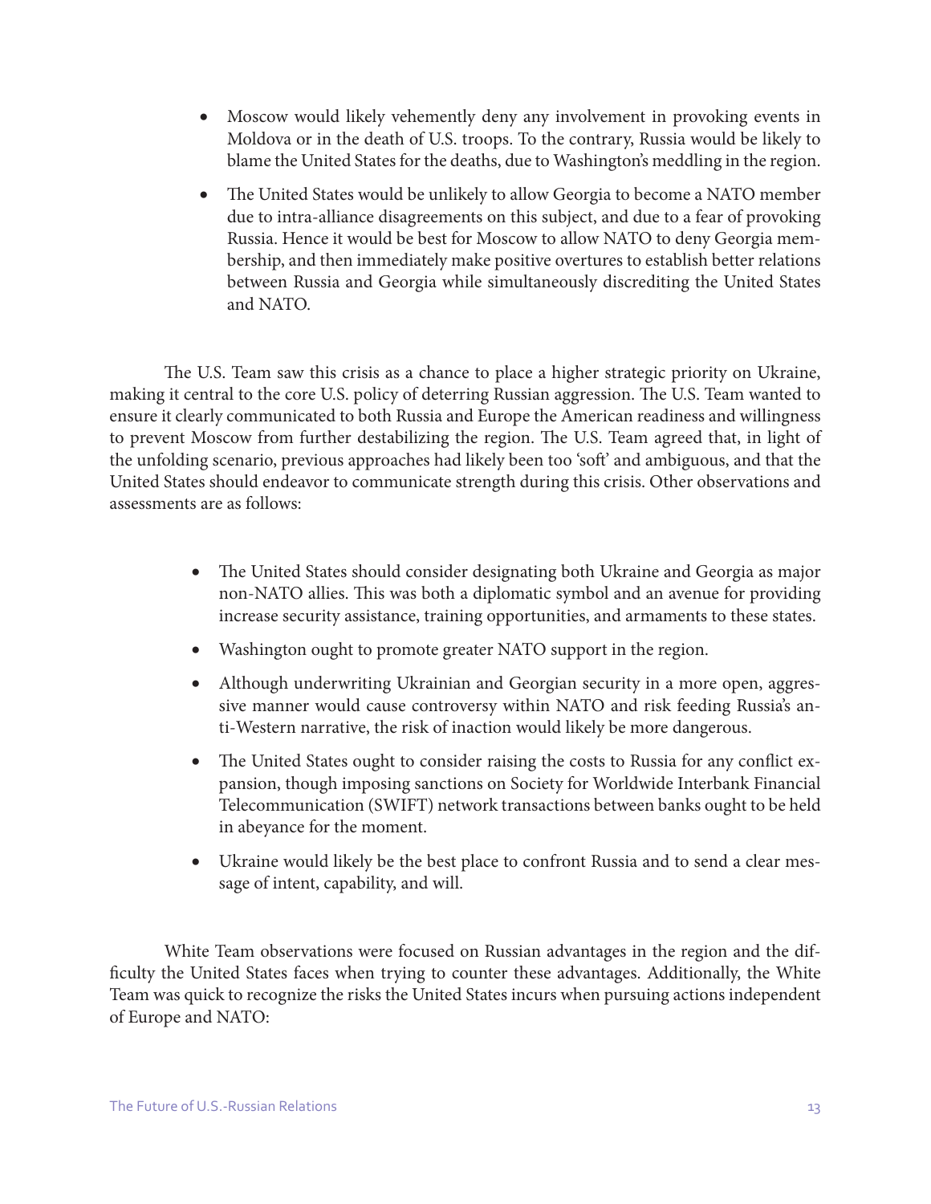- Moscow would likely vehemently deny any involvement in provoking events in Moldova or in the death of U.S. troops. To the contrary, Russia would be likely to blame the United States for the deaths, due to Washington's meddling in the region.
- The United States would be unlikely to allow Georgia to become a NATO member due to intra-alliance disagreements on this subject, and due to a fear of provoking Russia. Hence it would be best for Moscow to allow NATO to deny Georgia membership, and then immediately make positive overtures to establish better relations between Russia and Georgia while simultaneously discrediting the United States and NATO.

The U.S. Team saw this crisis as a chance to place a higher strategic priority on Ukraine, making it central to the core U.S. policy of deterring Russian aggression. The U.S. Team wanted to ensure it clearly communicated to both Russia and Europe the American readiness and willingness to prevent Moscow from further destabilizing the region. The U.S. Team agreed that, in light of the unfolding scenario, previous approaches had likely been too 'soft' and ambiguous, and that the United States should endeavor to communicate strength during this crisis. Other observations and assessments are as follows:

- The United States should consider designating both Ukraine and Georgia as major non-NATO allies. This was both a diplomatic symbol and an avenue for providing increase security assistance, training opportunities, and armaments to these states.
- Washington ought to promote greater NATO support in the region.
- Although underwriting Ukrainian and Georgian security in a more open, aggressive manner would cause controversy within NATO and risk feeding Russia's anti-Western narrative, the risk of inaction would likely be more dangerous.
- The United States ought to consider raising the costs to Russia for any conflict expansion, though imposing sanctions on Society for Worldwide Interbank Financial Telecommunication (SWIFT) network transactions between banks ought to be held in abeyance for the moment.
- Ukraine would likely be the best place to confront Russia and to send a clear message of intent, capability, and will.

White Team observations were focused on Russian advantages in the region and the difficulty the United States faces when trying to counter these advantages. Additionally, the White Team was quick to recognize the risks the United States incurs when pursuing actions independent of Europe and NATO: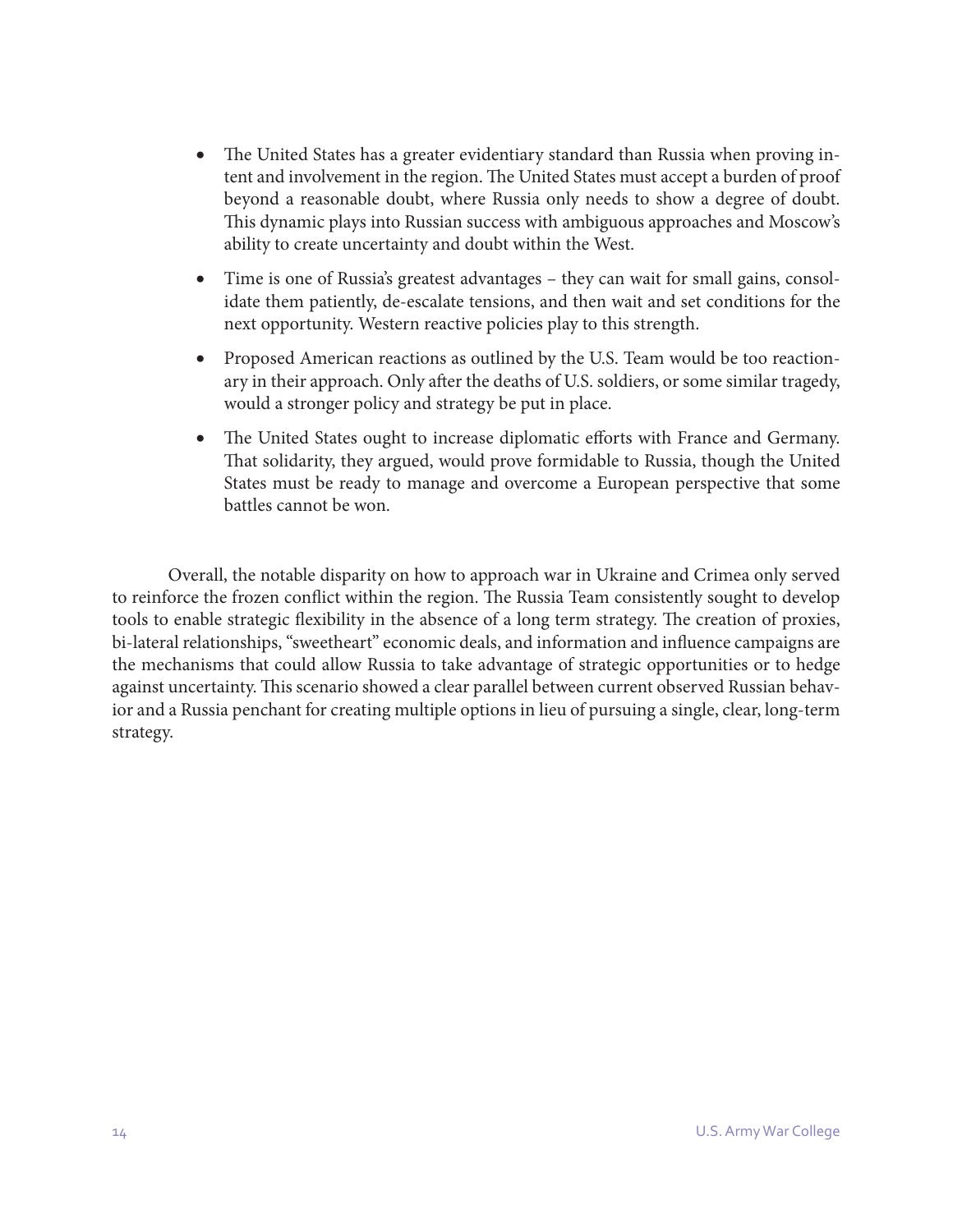- The United States has a greater evidentiary standard than Russia when proving intent and involvement in the region. The United States must accept a burden of proof beyond a reasonable doubt, where Russia only needs to show a degree of doubt. This dynamic plays into Russian success with ambiguous approaches and Moscow's ability to create uncertainty and doubt within the West.
- Time is one of Russia's greatest advantages – they can wait for small gains, consolidate them patiently, de-escalate tensions, and then wait and set conditions for the next opportunity. Western reactive policies play to this strength.
- Proposed American reactions as outlined by the U.S. Team would be too reactionary in their approach. Only after the deaths of U.S. soldiers, or some similar tragedy, would a stronger policy and strategy be put in place.
- The United States ought to increase diplomatic efforts with France and Germany. That solidarity, they argued, would prove formidable to Russia, though the United States must be ready to manage and overcome a European perspective that some battles cannot be won.

Overall, the notable disparity on how to approach war in Ukraine and Crimea only served to reinforce the frozen conflict within the region. The Russia Team consistently sought to develop tools to enable strategic flexibility in the absence of a long term strategy. The creation of proxies, bi-lateral relationships, "sweetheart" economic deals, and information and influence campaigns are the mechanisms that could allow Russia to take advantage of strategic opportunities or to hedge against uncertainty. This scenario showed a clear parallel between current observed Russian behavior and a Russia penchant for creating multiple options in lieu of pursuing a single, clear, long-term strategy.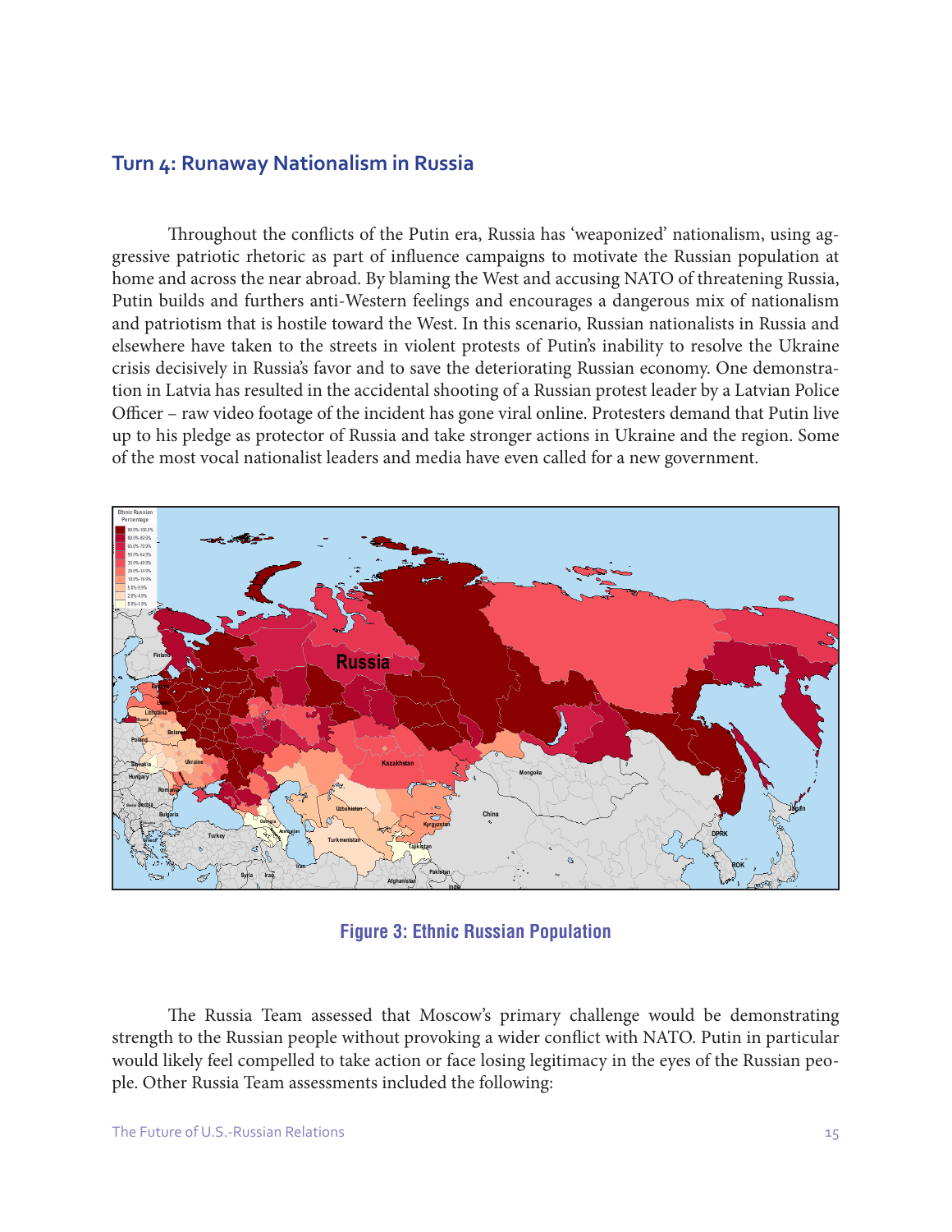## Turn 4: Runaway Nationalism in Russia

Throughout the conflicts of the Putin era, Russia has 'weaponized' nationalism, using aggressive patriotic rhetoric as part of influence campaigns to motivate the Russian population at home and across the near abroad. By blaming the West and accusing NATO of threatening Russia, Putin builds and furthers anti-Western feelings and encourages a dangerous mix of nationalism and patriotism that is hostile toward the West. In this scenario, Russian nationalists in Russia and elsewhere have taken to the streets in violent protests of Putin's inability to resolve the Ukraine crisis decisively in Russia's favor and to save the deteriorating Russian economy. One demonstration in Latvia has resulted in the accidental shooting of a Russian protest leader by a Latvian Police Officer – raw video footage of the incident has gone viral online. Protesters demand that Putin live up to his pledge as protector of Russia and take stronger actions in Ukraine and the region. Some of the most vocal nationalist leaders and media have even called for a new government.

**Figure 3: Ethnic Russian Population**

The Russia Team assessed that Moscow's primary challenge would be demonstrating strength to the Russian people without provoking a wider conflict with NATO. Putin in particular would likely feel compelled to take action or face losing legitimacy in the eyes of the Russian people. Other Russia Team assessments included the following: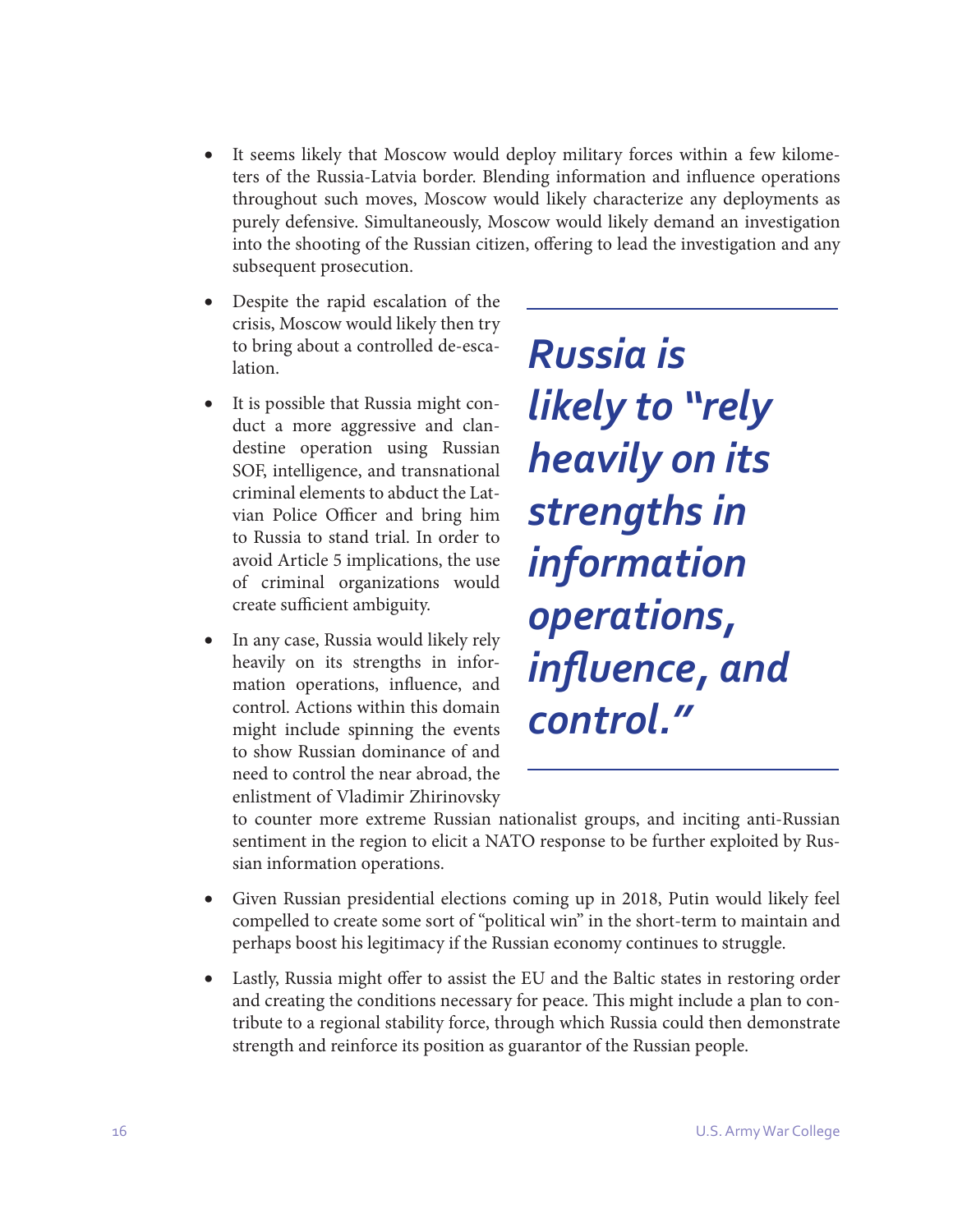- It seems likely that Moscow would deploy military forces within a few kilometers of the Russia-Latvia border. Blending information and influence operations throughout such moves, Moscow would likely characterize any deployments as purely defensive. Simultaneously, Moscow would likely demand an investigation into the shooting of the Russian citizen, offering to lead the investigation and any subsequent prosecution.

- Despite the rapid escalation of the crisis, Moscow would likely then try to bring about a controlled de-escalation.

- It is possible that Russia might conduct a more aggressive and clandestine operation using Russian SOF, intelligence, and transnational criminal elements to abduct the Latvian Police Officer and bring him to Russia to stand trial. In order to avoid Article 5 implications, the use of criminal organizations would create sufficient ambiguity.

- In any case, Russia would likely rely heavily on its strengths in information operations, influence, and control. Actions within this domain might include spinning the events to show Russian dominance of and need to control the near abroad, the enlistment of Vladimir Zhirinovsky to counter more extreme Russian nationalist groups, and inciting anti-Russian sentiment in the region to elicit a NATO response to be further exploited by Russian information operations.

> ***Russia is likely to "rely heavily on its strengths in information operations, influence, and control."***

- Given Russian presidential elections coming up in 2018, Putin would likely feel compelled to create some sort of "political win" in the short-term to maintain and perhaps boost his legitimacy if the Russian economy continues to struggle.

- Lastly, Russia might offer to assist the EU and the Baltic states in restoring order and creating the conditions necessary for peace. This might include a plan to contribute to a regional stability force, through which Russia could then demonstrate strength and reinforce its position as guarantor of the Russian people.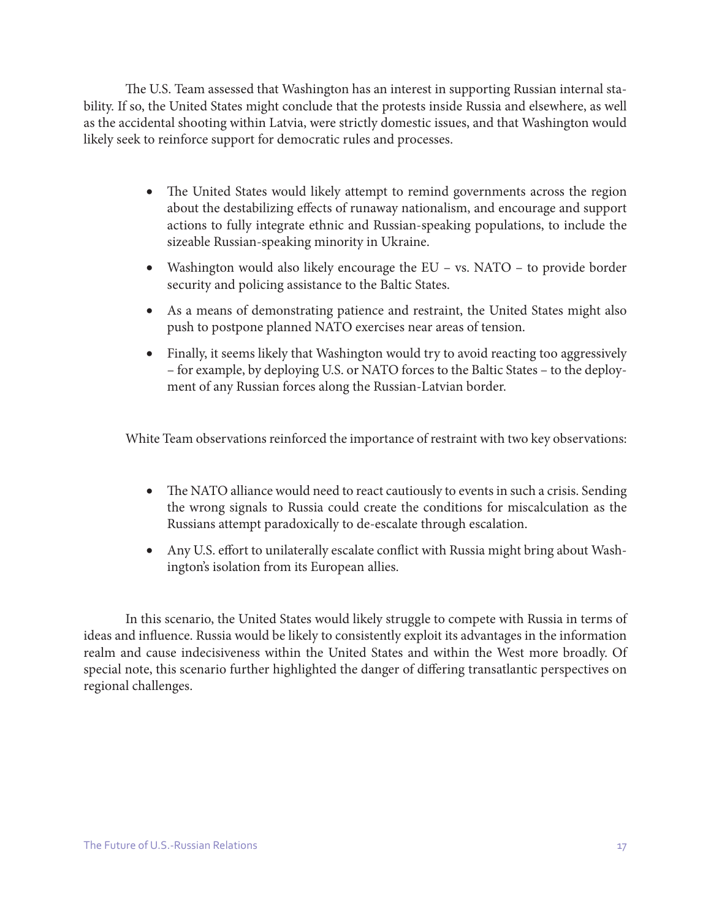The U.S. Team assessed that Washington has an interest in supporting Russian internal stability. If so, the United States might conclude that the protests inside Russia and elsewhere, as well as the accidental shooting within Latvia, were strictly domestic issues, and that Washington would likely seek to reinforce support for democratic rules and processes.

- The United States would likely attempt to remind governments across the region about the destabilizing effects of runaway nationalism, and encourage and support actions to fully integrate ethnic and Russian-speaking populations, to include the sizeable Russian-speaking minority in Ukraine.
- Washington would also likely encourage the EU – vs. NATO – to provide border security and policing assistance to the Baltic States.
- As a means of demonstrating patience and restraint, the United States might also push to postpone planned NATO exercises near areas of tension.
- Finally, it seems likely that Washington would try to avoid reacting too aggressively – for example, by deploying U.S. or NATO forces to the Baltic States – to the deployment of any Russian forces along the Russian-Latvian border.

White Team observations reinforced the importance of restraint with two key observations:

- The NATO alliance would need to react cautiously to events in such a crisis. Sending the wrong signals to Russia could create the conditions for miscalculation as the Russians attempt paradoxically to de-escalate through escalation.
- Any U.S. effort to unilaterally escalate conflict with Russia might bring about Washington's isolation from its European allies.

In this scenario, the United States would likely struggle to compete with Russia in terms of ideas and influence. Russia would be likely to consistently exploit its advantages in the information realm and cause indecisiveness within the United States and within the West more broadly. Of special note, this scenario further highlighted the danger of differing transatlantic perspectives on regional challenges.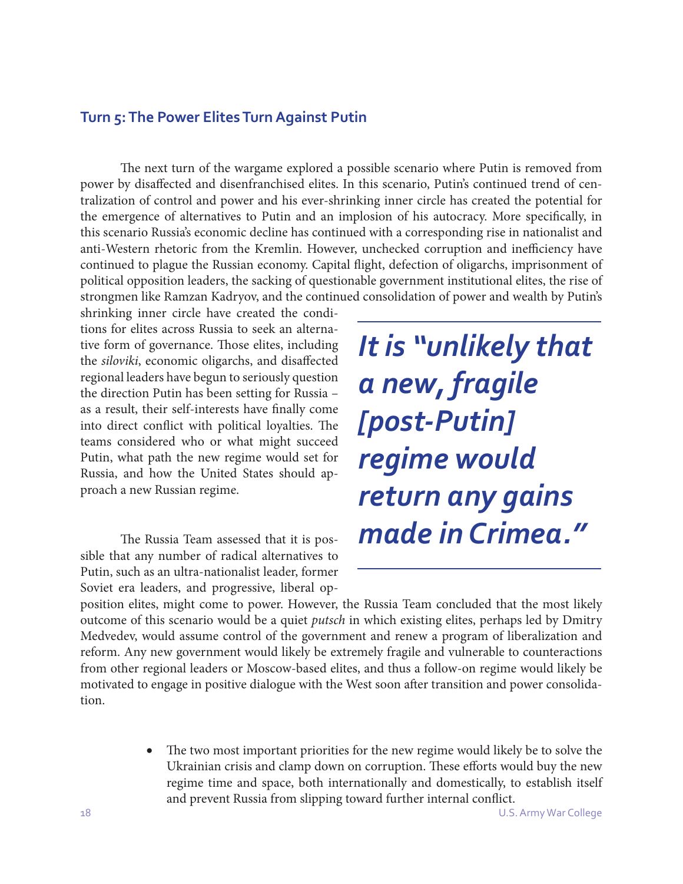### Turn 5: The Power Elites Turn Against Putin

The next turn of the wargame explored a possible scenario where Putin is removed from power by disaffected and disenfranchised elites. In this scenario, Putin's continued trend of centralization of control and power and his ever-shrinking inner circle has created the potential for the emergence of alternatives to Putin and an implosion of his autocracy. More specifically, in this scenario Russia's economic decline has continued with a corresponding rise in nationalist and anti-Western rhetoric from the Kremlin. However, unchecked corruption and inefficiency have continued to plague the Russian economy. Capital flight, defection of oligarchs, imprisonment of political opposition leaders, the sacking of questionable government institutional elites, the rise of strongmen like Ramzan Kadryov, and the continued consolidation of power and wealth by Putin's shrinking inner circle have created the conditions for elites across Russia to seek an alternative form of governance. Those elites, including the *siloviki*, economic oligarchs, and disaffected regional leaders have begun to seriously question the direction Putin has been setting for Russia – as a result, their self-interests have finally come into direct conflict with political loyalties. The teams considered who or what might succeed Putin, what path the new regime would set for Russia, and how the United States should approach a new Russian regime.

> ***It is "unlikely that a new, fragile [post-Putin] regime would return any gains made in Crimea."***

The Russia Team assessed that it is possible that any number of radical alternatives to Putin, such as an ultra-nationalist leader, former Soviet era leaders, and progressive, liberal opposition elites, might come to power. However, the Russia Team concluded that the most likely outcome of this scenario would be a quiet *putsch* in which existing elites, perhaps led by Dmitry Medvedev, would assume control of the government and renew a program of liberalization and reform. Any new government would likely be extremely fragile and vulnerable to counteractions from other regional leaders or Moscow-based elites, and thus a follow-on regime would likely be motivated to engage in positive dialogue with the West soon after transition and power consolidation.

- The two most important priorities for the new regime would likely be to solve the Ukrainian crisis and clamp down on corruption. These efforts would buy the new regime time and space, both internationally and domestically, to establish itself and prevent Russia from slipping toward further internal conflict.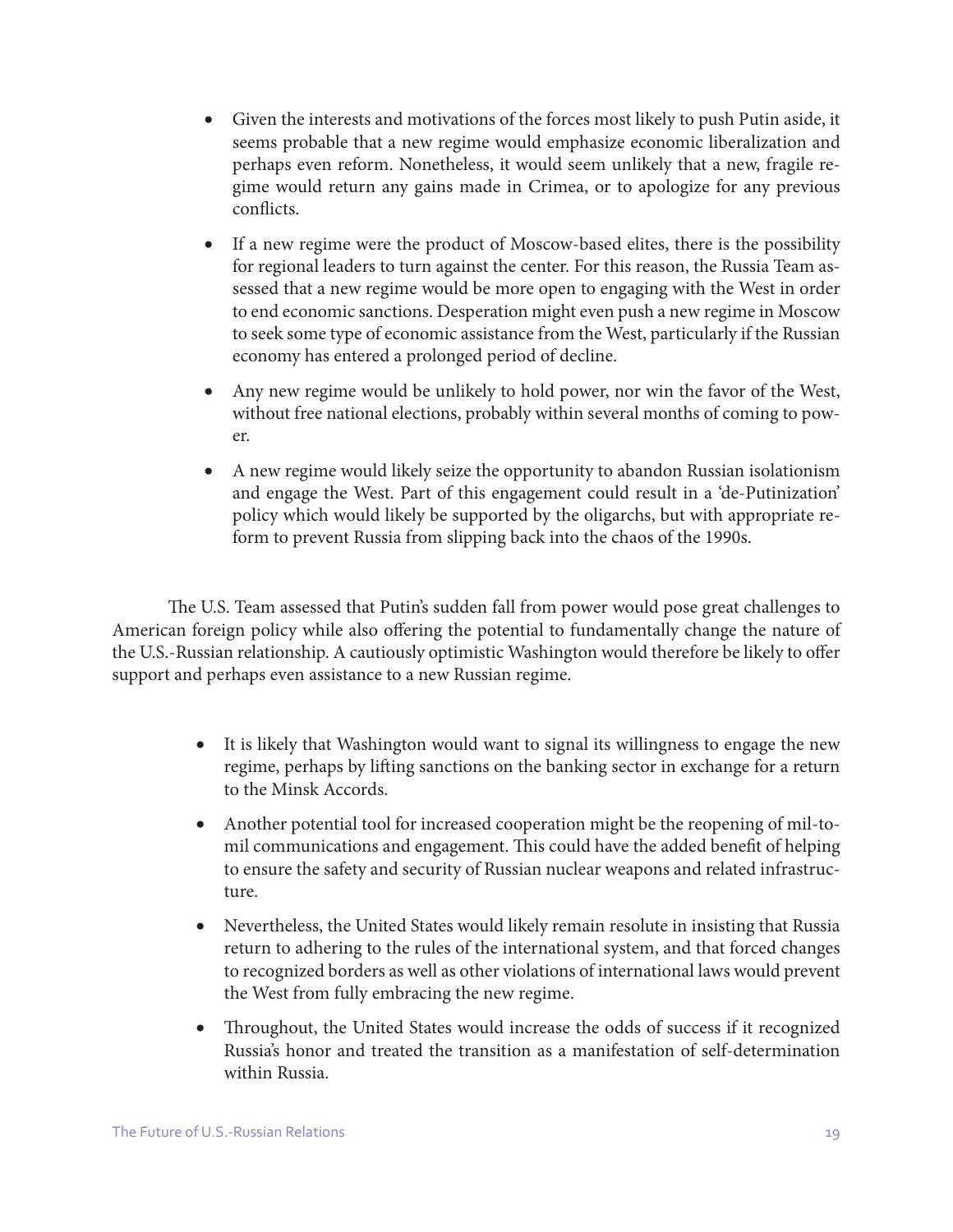- Given the interests and motivations of the forces most likely to push Putin aside, it seems probable that a new regime would emphasize economic liberalization and perhaps even reform. Nonetheless, it would seem unlikely that a new, fragile regime would return any gains made in Crimea, or to apologize for any previous conflicts.
- If a new regime were the product of Moscow-based elites, there is the possibility for regional leaders to turn against the center. For this reason, the Russia Team assessed that a new regime would be more open to engaging with the West in order to end economic sanctions. Desperation might even push a new regime in Moscow to seek some type of economic assistance from the West, particularly if the Russian economy has entered a prolonged period of decline.
- Any new regime would be unlikely to hold power, nor win the favor of the West, without free national elections, probably within several months of coming to power.
- A new regime would likely seize the opportunity to abandon Russian isolationism and engage the West. Part of this engagement could result in a 'de-Putinization' policy which would likely be supported by the oligarchs, but with appropriate reform to prevent Russia from slipping back into the chaos of the 1990s.

The U.S. Team assessed that Putin's sudden fall from power would pose great challenges to American foreign policy while also offering the potential to fundamentally change the nature of the U.S.-Russian relationship. A cautiously optimistic Washington would therefore be likely to offer support and perhaps even assistance to a new Russian regime.

- It is likely that Washington would want to signal its willingness to engage the new regime, perhaps by lifting sanctions on the banking sector in exchange for a return to the Minsk Accords.
- Another potential tool for increased cooperation might be the reopening of mil-to-mil communications and engagement. This could have the added benefit of helping to ensure the safety and security of Russian nuclear weapons and related infrastructure.
- Nevertheless, the United States would likely remain resolute in insisting that Russia return to adhering to the rules of the international system, and that forced changes to recognized borders as well as other violations of international laws would prevent the West from fully embracing the new regime.
- Throughout, the United States would increase the odds of success if it recognized Russia's honor and treated the transition as a manifestation of self-determination within Russia.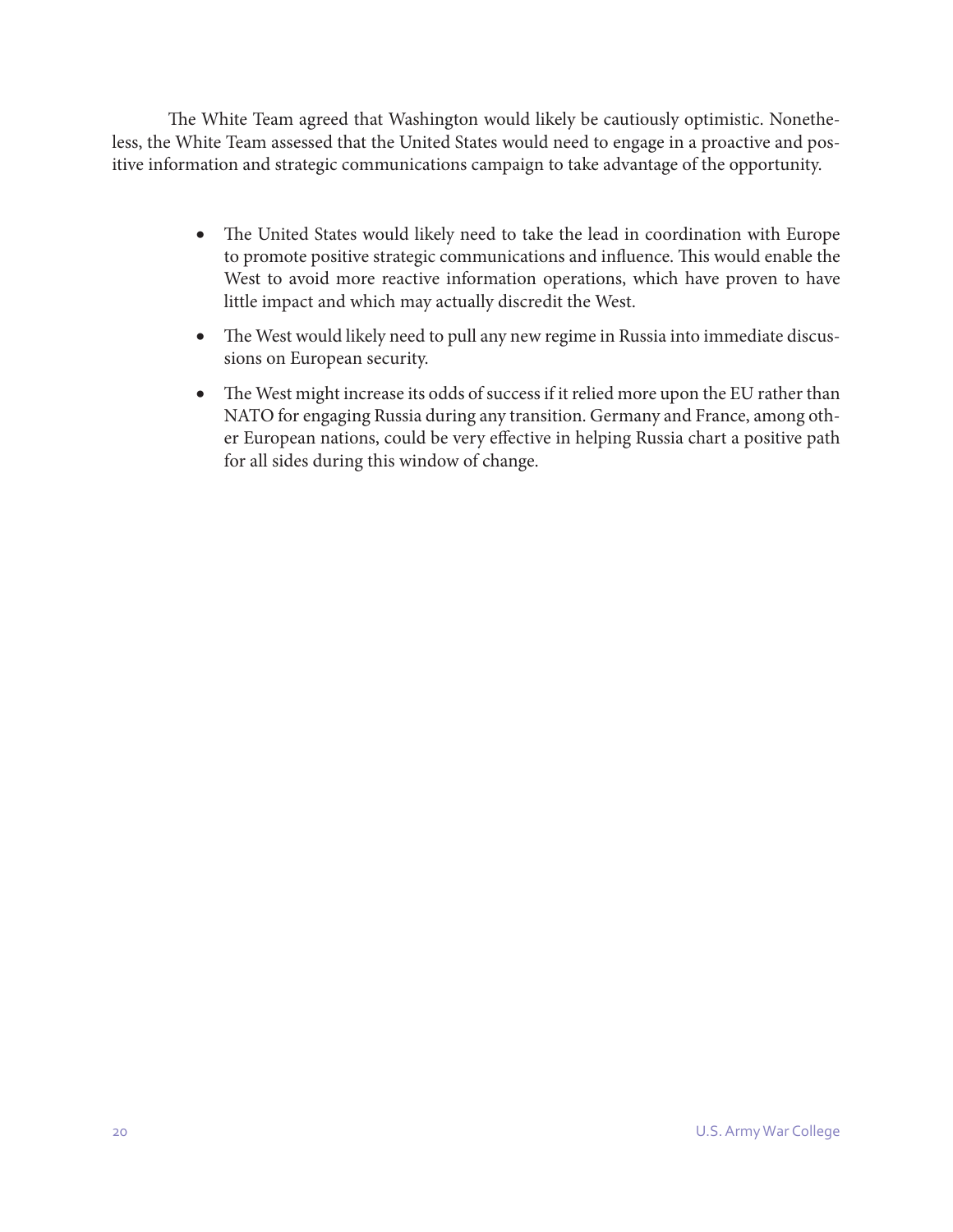The White Team agreed that Washington would likely be cautiously optimistic. Nonetheless, the White Team assessed that the United States would need to engage in a proactive and positive information and strategic communications campaign to take advantage of the opportunity.

- The United States would likely need to take the lead in coordination with Europe to promote positive strategic communications and influence. This would enable the West to avoid more reactive information operations, which have proven to have little impact and which may actually discredit the West.
- The West would likely need to pull any new regime in Russia into immediate discussions on European security.
- The West might increase its odds of success if it relied more upon the EU rather than NATO for engaging Russia during any transition. Germany and France, among other European nations, could be very effective in helping Russia chart a positive path for all sides during this window of change.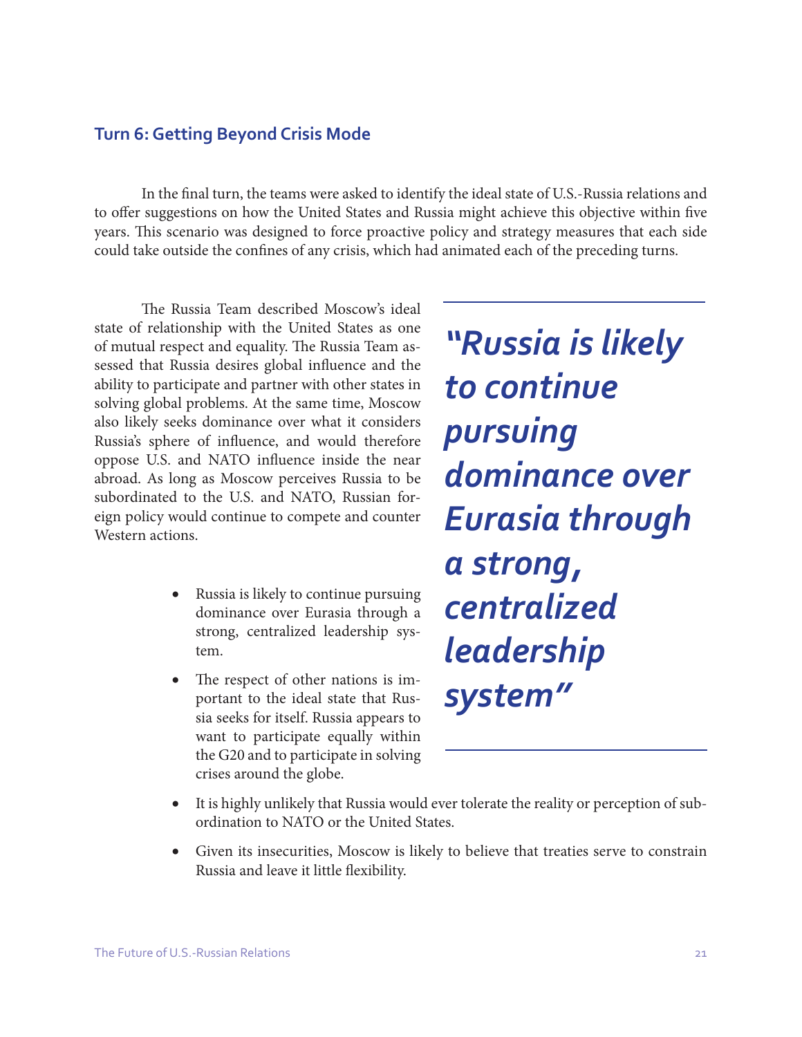### Turn 6: Getting Beyond Crisis Mode

In the final turn, the teams were asked to identify the ideal state of U.S.-Russia relations and to offer suggestions on how the United States and Russia might achieve this objective within five years. This scenario was designed to force proactive policy and strategy measures that each side could take outside the confines of any crisis, which had animated each of the preceding turns.

The Russia Team described Moscow's ideal state of relationship with the United States as one of mutual respect and equality. The Russia Team assessed that Russia desires global influence and the ability to participate and partner with other states in solving global problems. At the same time, Moscow also likely seeks dominance over what it considers Russia's sphere of influence, and would therefore oppose U.S. and NATO influence inside the near abroad. As long as Moscow perceives Russia to be subordinated to the U.S. and NATO, Russian foreign policy would continue to compete and counter Western actions.

> ***"Russia is likely to continue pursuing dominance over Eurasia through a strong, centralized leadership system"***

- Russia is likely to continue pursuing dominance over Eurasia through a strong, centralized leadership system.
- The respect of other nations is important to the ideal state that Russia seeks for itself. Russia appears to want to participate equally within the G20 and to participate in solving crises around the globe.
- It is highly unlikely that Russia would ever tolerate the reality or perception of subordination to NATO or the United States.
- Given its insecurities, Moscow is likely to believe that treaties serve to constrain Russia and leave it little flexibility.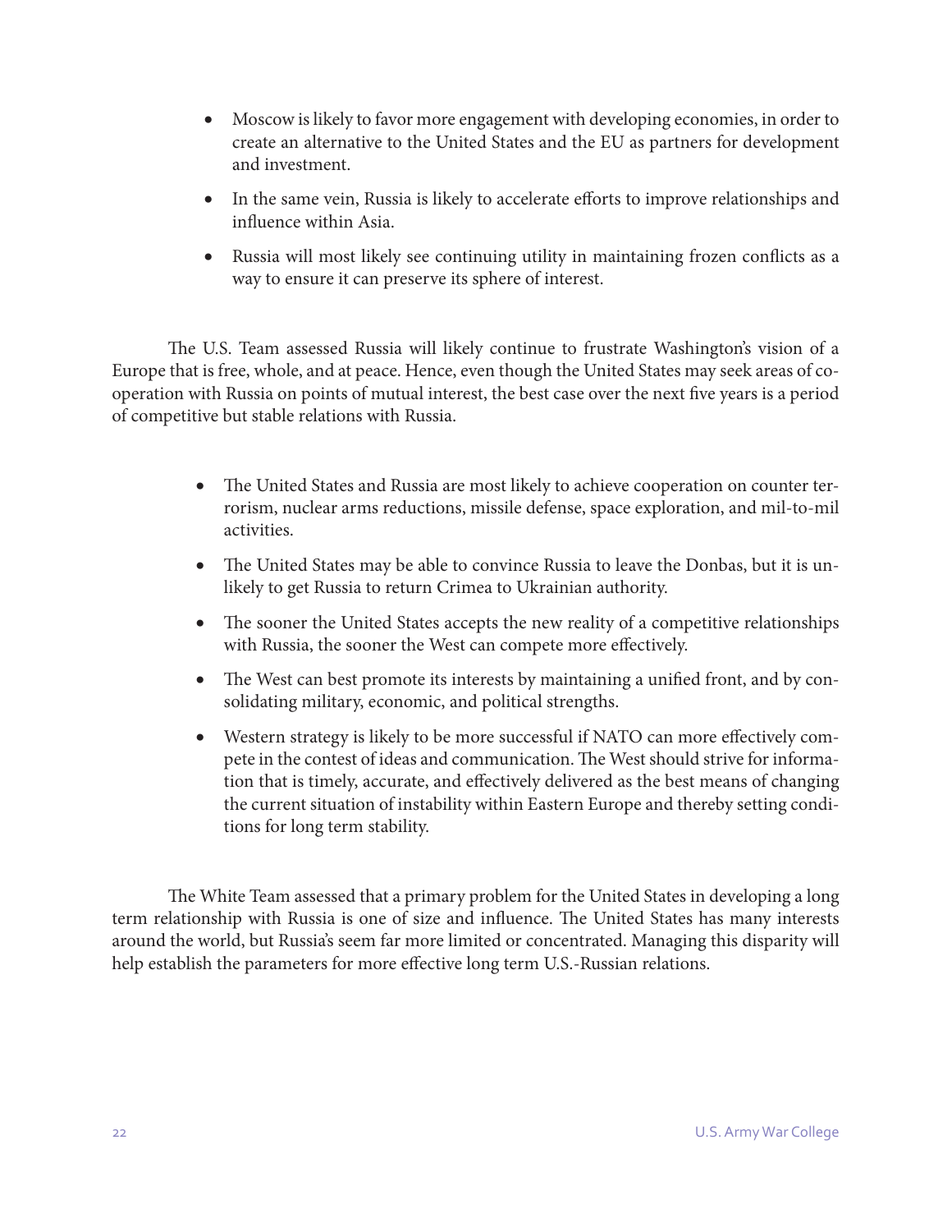- Moscow is likely to favor more engagement with developing economies, in order to create an alternative to the United States and the EU as partners for development and investment.
- In the same vein, Russia is likely to accelerate efforts to improve relationships and influence within Asia.
- Russia will most likely see continuing utility in maintaining frozen conflicts as a way to ensure it can preserve its sphere of interest.

The U.S. Team assessed Russia will likely continue to frustrate Washington's vision of a Europe that is free, whole, and at peace. Hence, even though the United States may seek areas of co-operation with Russia on points of mutual interest, the best case over the next five years is a period of competitive but stable relations with Russia.

- The United States and Russia are most likely to achieve cooperation on counter terrorism, nuclear arms reductions, missile defense, space exploration, and mil-to-mil activities.
- The United States may be able to convince Russia to leave the Donbas, but it is unlikely to get Russia to return Crimea to Ukrainian authority.
- The sooner the United States accepts the new reality of a competitive relationships with Russia, the sooner the West can compete more effectively.
- The West can best promote its interests by maintaining a unified front, and by consolidating military, economic, and political strengths.
- Western strategy is likely to be more successful if NATO can more effectively compete in the contest of ideas and communication. The West should strive for information that is timely, accurate, and effectively delivered as the best means of changing the current situation of instability within Eastern Europe and thereby setting conditions for long term stability.

The White Team assessed that a primary problem for the United States in developing a long term relationship with Russia is one of size and influence. The United States has many interests around the world, but Russia's seem far more limited or concentrated. Managing this disparity will help establish the parameters for more effective long term U.S.-Russian relations.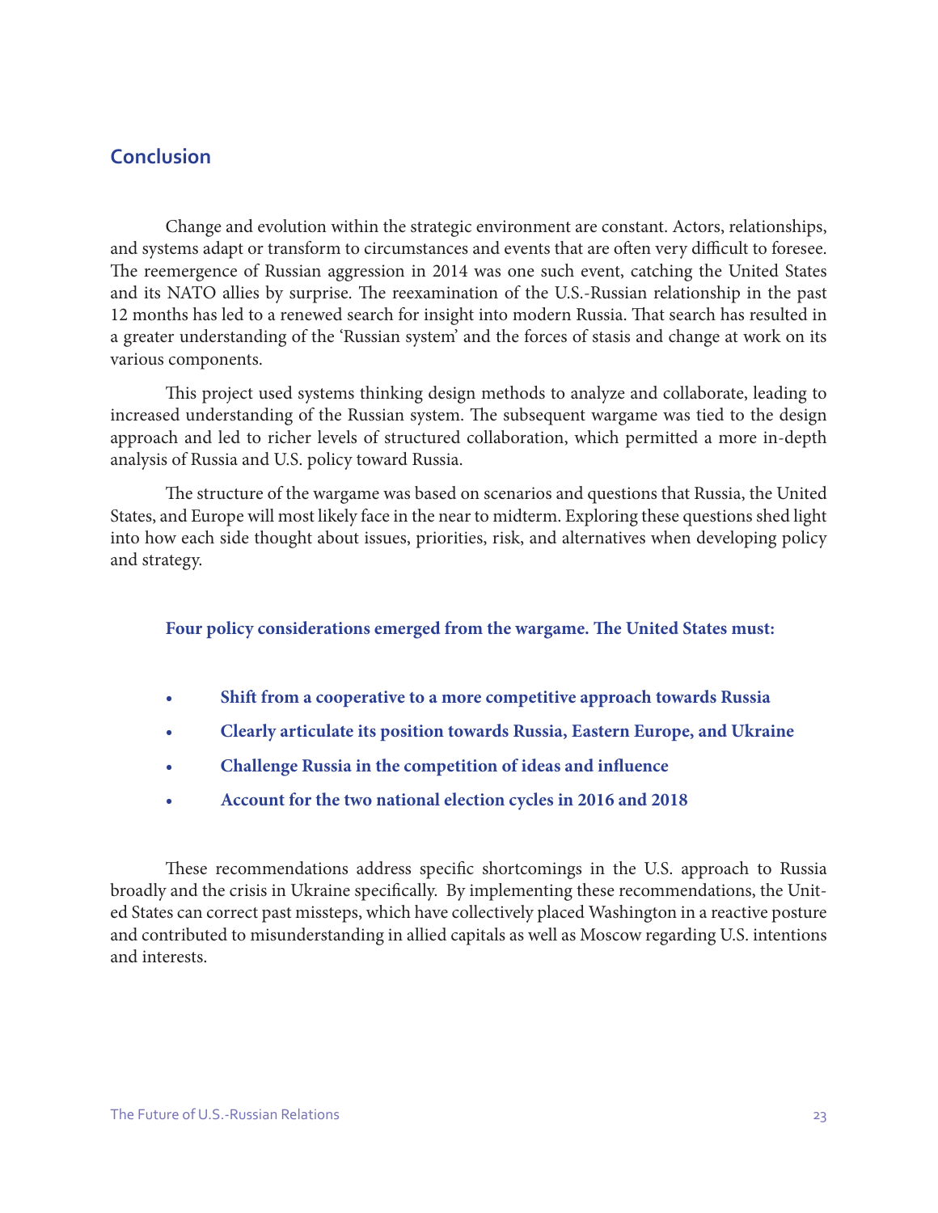## Conclusion

Change and evolution within the strategic environment are constant. Actors, relationships, and systems adapt or transform to circumstances and events that are often very difficult to foresee. The reemergence of Russian aggression in 2014 was one such event, catching the United States and its NATO allies by surprise. The reexamination of the U.S.-Russian relationship in the past 12 months has led to a renewed search for insight into modern Russia. That search has resulted in a greater understanding of the 'Russian system' and the forces of stasis and change at work on its various components.

This project used systems thinking design methods to analyze and collaborate, leading to increased understanding of the Russian system. The subsequent wargame was tied to the design approach and led to richer levels of structured collaboration, which permitted a more in-depth analysis of Russia and U.S. policy toward Russia.

The structure of the wargame was based on scenarios and questions that Russia, the United States, and Europe will most likely face in the near to midterm. Exploring these questions shed light into how each side thought about issues, priorities, risk, and alternatives when developing policy and strategy.

**Four policy considerations emerged from the wargame. The United States must:**

- **Shift from a cooperative to a more competitive approach towards Russia**
- **Clearly articulate its position towards Russia, Eastern Europe, and Ukraine**
- **Challenge Russia in the competition of ideas and influence**
- **Account for the two national election cycles in 2016 and 2018**

These recommendations address specific shortcomings in the U.S. approach to Russia broadly and the crisis in Ukraine specifically. By implementing these recommendations, the United States can correct past missteps, which have collectively placed Washington in a reactive posture and contributed to misunderstanding in allied capitals as well as Moscow regarding U.S. intentions and interests.